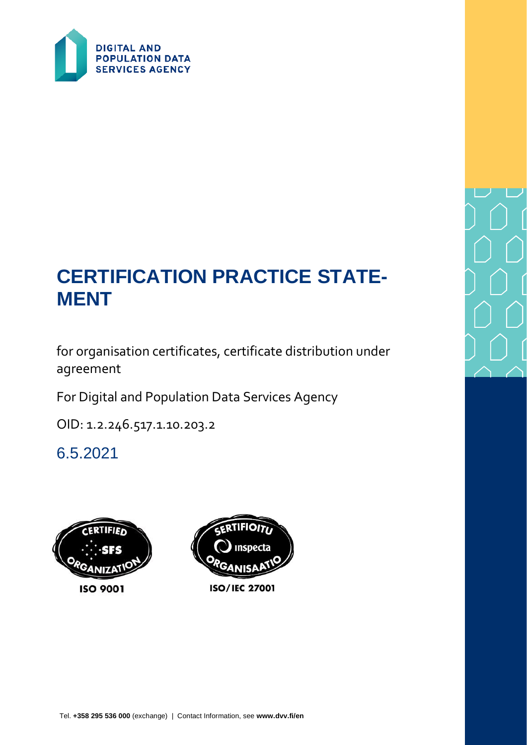# CERTIFICATION PRACTICE STATEMENT

for organisation certificates, certificate distribution under agreement

For Digital and Population Data Services Agency

OID: 1.2.246.517.1.10.203.2

6.5.2021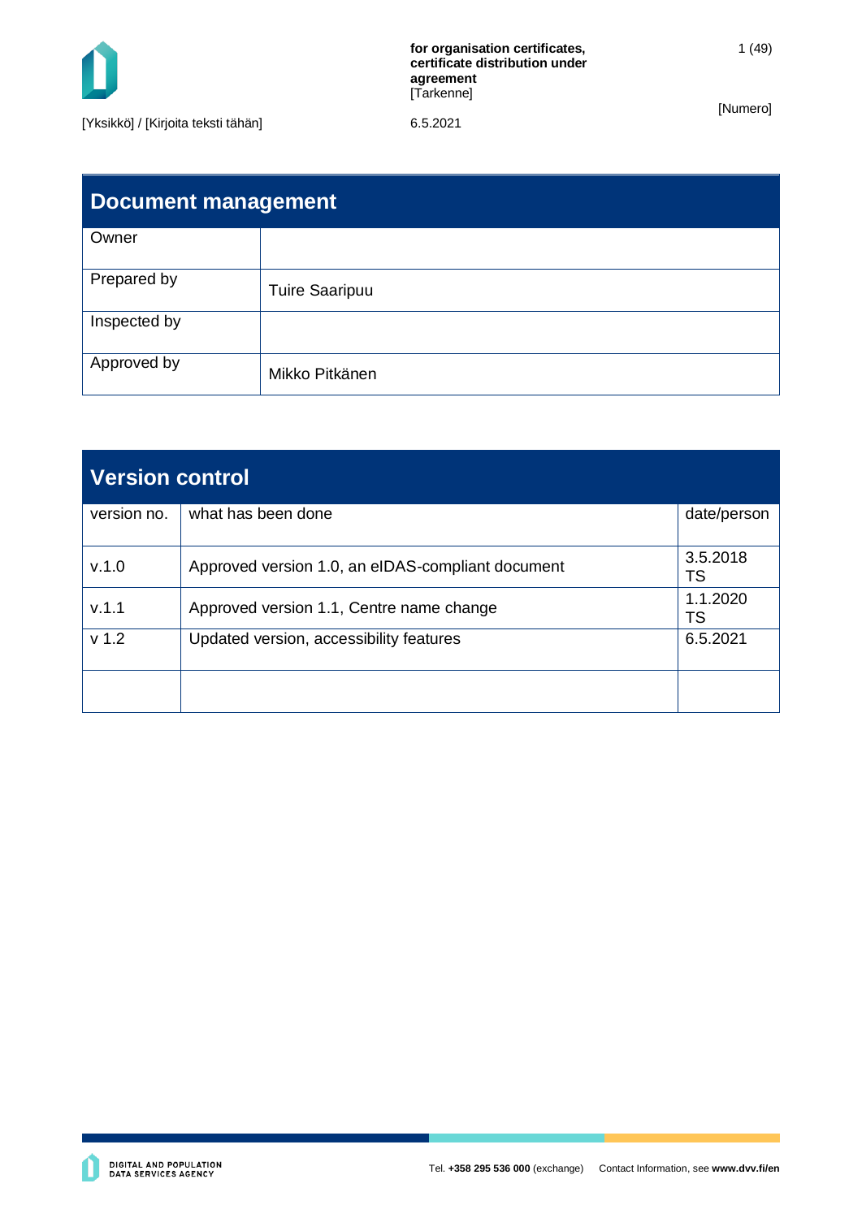## Document management

| Owner | |
|---|---|
| Prepared by | Tuire Saaripuu |
| Inspected by | |
| Approved by | Mikko Pitkänen |

## Version control

| version no. | what has been done | date/person |
|---|---|---|
| v.1.0 | Approved version 1.0, an eIDAS-compliant document | 3.5.2018 TS |
| v.1.1 | Approved version 1.1, Centre name change | 1.1.2020 TS |
| v 1.2 | Updated version, accessibility features | 6.5.2021 |
| | | |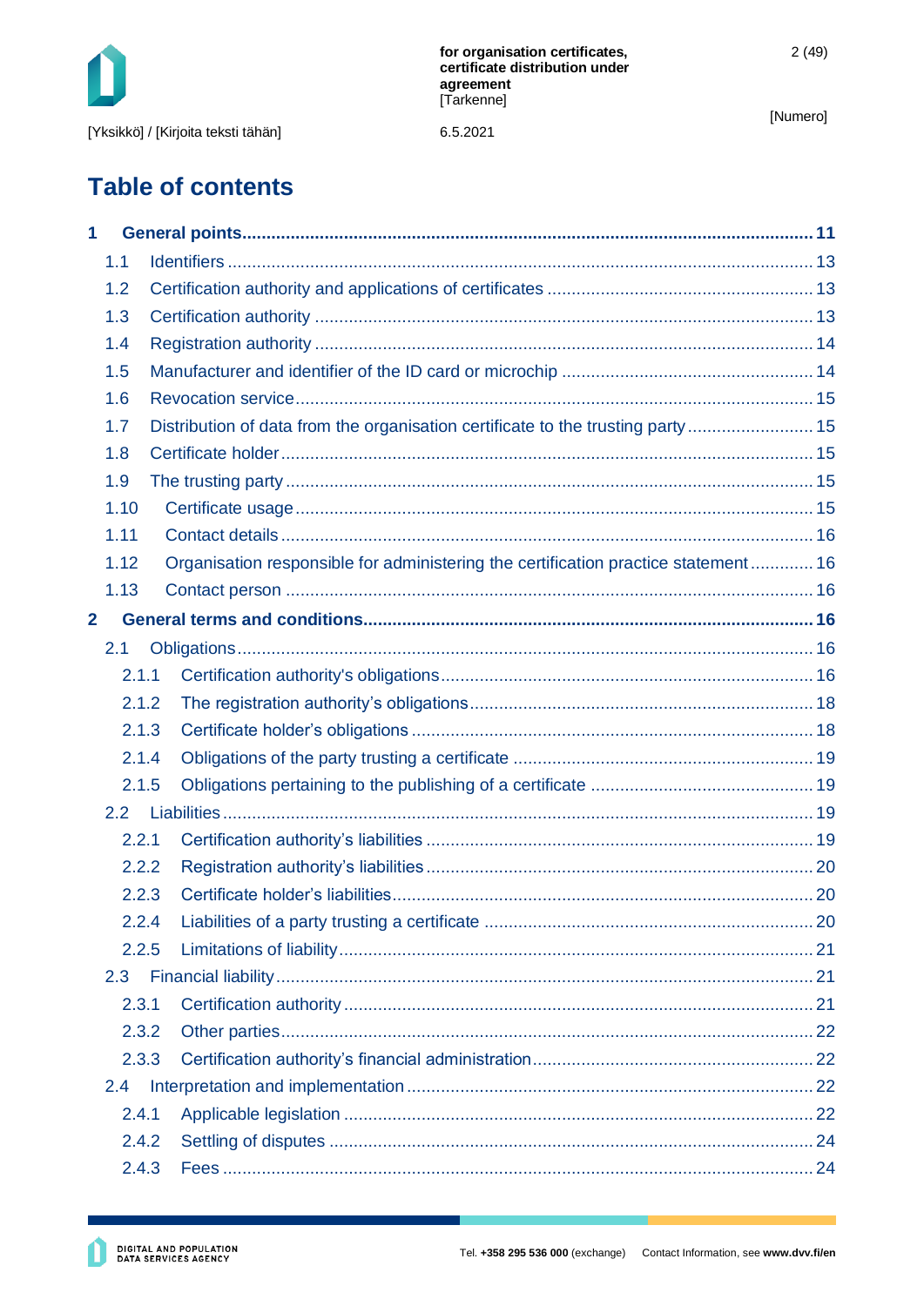# Table of contents

**1 General points ........ 11**

- 1.1 Identifiers ........ 13
- 1.2 Certification authority and applications of certificates ........ 13
- 1.3 Certification authority ........ 13
- 1.4 Registration authority ........ 14
- 1.5 Manufacturer and identifier of the ID card or microchip ........ 14
- 1.6 Revocation service ........ 15
- 1.7 Distribution of data from the organisation certificate to the trusting party ........ 15
- 1.8 Certificate holder ........ 15
- 1.9 The trusting party ........ 15
- 1.10 Certificate usage ........ 15
- 1.11 Contact details ........ 16
- 1.12 Organisation responsible for administering the certification practice statement ........ 16
- 1.13 Contact person ........ 16

**2 General terms and conditions ........ 16**

- 2.1 Obligations ........ 16
  - 2.1.1 Certification authority's obligations ........ 16
  - 2.1.2 The registration authority's obligations ........ 18
  - 2.1.3 Certificate holder's obligations ........ 18
  - 2.1.4 Obligations of the party trusting a certificate ........ 19
  - 2.1.5 Obligations pertaining to the publishing of a certificate ........ 19
- 2.2 Liabilities ........ 19
  - 2.2.1 Certification authority's liabilities ........ 19
  - 2.2.2 Registration authority's liabilities ........ 20
  - 2.2.3 Certificate holder's liabilities ........ 20
  - 2.2.4 Liabilities of a party trusting a certificate ........ 20
  - 2.2.5 Limitations of liability ........ 21
- 2.3 Financial liability ........ 21
  - 2.3.1 Certification authority ........ 21
  - 2.3.2 Other parties ........ 22
  - 2.3.3 Certification authority's financial administration ........ 22
- 2.4 Interpretation and implementation ........ 22
  - 2.4.1 Applicable legislation ........ 22
  - 2.4.2 Settling of disputes ........ 24
  - 2.4.3 Fees ........ 24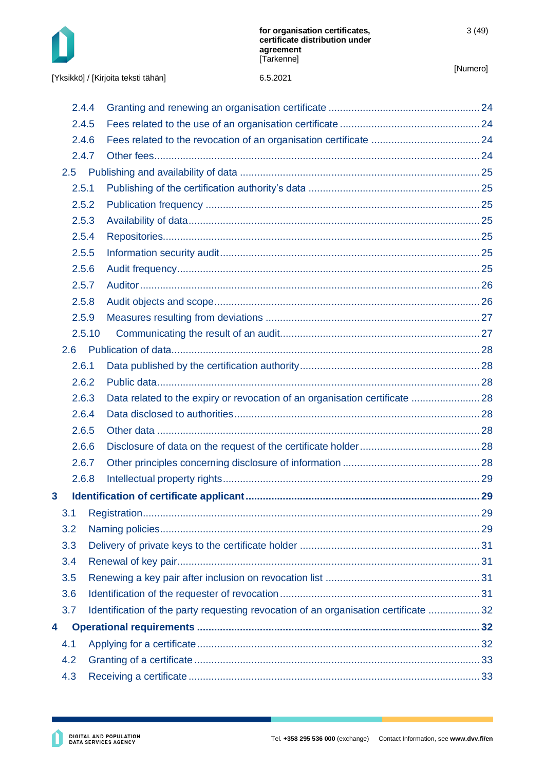- 2.4.4 Granting and renewing an organisation certificate ..... 24
- 2.4.5 Fees related to the use of an organisation certificate ..... 24
- 2.4.6 Fees related to the revocation of an organisation certificate ..... 24
- 2.4.7 Other fees ..... 24
- 2.5 Publishing and availability of data ..... 25
- 2.5.1 Publishing of the certification authority's data ..... 25
- 2.5.2 Publication frequency ..... 25
- 2.5.3 Availability of data ..... 25
- 2.5.4 Repositories ..... 25
- 2.5.5 Information security audit ..... 25
- 2.5.6 Audit frequency ..... 25
- 2.5.7 Auditor ..... 26
- 2.5.8 Audit objects and scope ..... 26
- 2.5.9 Measures resulting from deviations ..... 27
- 2.5.10 Communicating the result of an audit ..... 27
- 2.6 Publication of data ..... 28
- 2.6.1 Data published by the certification authority ..... 28
- 2.6.2 Public data ..... 28
- 2.6.3 Data related to the expiry or revocation of an organisation certificate ..... 28
- 2.6.4 Data disclosed to authorities ..... 28
- 2.6.5 Other data ..... 28
- 2.6.6 Disclosure of data on the request of the certificate holder ..... 28
- 2.6.7 Other principles concerning disclosure of information ..... 28
- 2.6.8 Intellectual property rights ..... 29

**3 Identification of certificate applicant ..... 29**

- 3.1 Registration ..... 29
- 3.2 Naming policies ..... 29
- 3.3 Delivery of private keys to the certificate holder ..... 31
- 3.4 Renewal of key pair ..... 31
- 3.5 Renewing a key pair after inclusion on revocation list ..... 31
- 3.6 Identification of the requester of revocation ..... 31
- 3.7 Identification of the party requesting revocation of an organisation certificate ..... 32

**4 Operational requirements ..... 32**

- 4.1 Applying for a certificate ..... 32
- 4.2 Granting of a certificate ..... 33
- 4.3 Receiving a certificate ..... 33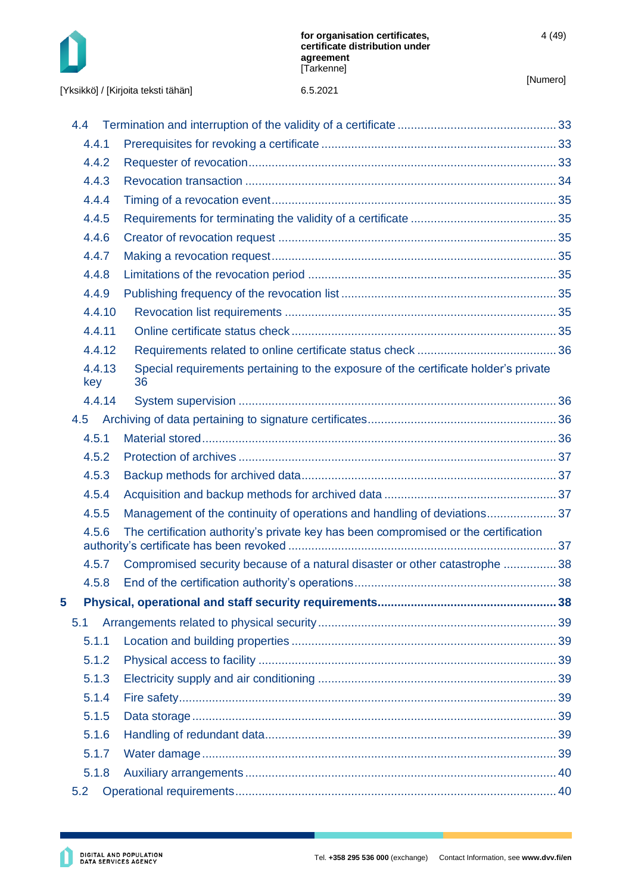4.4 Termination and interruption of the validity of a certificate ........................................ 33

4.4.1 Prerequisites for revoking a certificate ........................................ 33

4.4.2 Requester of revocation ........................................ 33

4.4.3 Revocation transaction ........................................ 34

4.4.4 Timing of a revocation event ........................................ 35

4.4.5 Requirements for terminating the validity of a certificate ........................................ 35

4.4.6 Creator of revocation request ........................................ 35

4.4.7 Making a revocation request ........................................ 35

4.4.8 Limitations of the revocation period ........................................ 35

4.4.9 Publishing frequency of the revocation list ........................................ 35

4.4.10 Revocation list requirements ........................................ 35

4.4.11 Online certificate status check ........................................ 35

4.4.12 Requirements related to online certificate status check ........................................ 36

4.4.13 Special requirements pertaining to the exposure of the certificate holder's private key 36

4.4.14 System supervision ........................................ 36

4.5 Archiving of data pertaining to signature certificates ........................................ 36

4.5.1 Material stored ........................................ 36

4.5.2 Protection of archives ........................................ 37

4.5.3 Backup methods for archived data ........................................ 37

4.5.4 Acquisition and backup methods for archived data ........................................ 37

4.5.5 Management of the continuity of operations and handling of deviations ........................................ 37

4.5.6 The certification authority's private key has been compromised or the certification authority's certificate has been revoked ........................................ 37

4.5.7 Compromised security because of a natural disaster or other catastrophe ........................................ 38

4.5.8 End of the certification authority's operations ........................................ 38

**5 Physical, operational and staff security requirements ........................................ 38**

5.1 Arrangements related to physical security ........................................ 39

5.1.1 Location and building properties ........................................ 39

5.1.2 Physical access to facility ........................................ 39

5.1.3 Electricity supply and air conditioning ........................................ 39

5.1.4 Fire safety ........................................ 39

5.1.5 Data storage ........................................ 39

5.1.6 Handling of redundant data ........................................ 39

5.1.7 Water damage ........................................ 39

5.1.8 Auxiliary arrangements ........................................ 40

5.2 Operational requirements ........................................ 40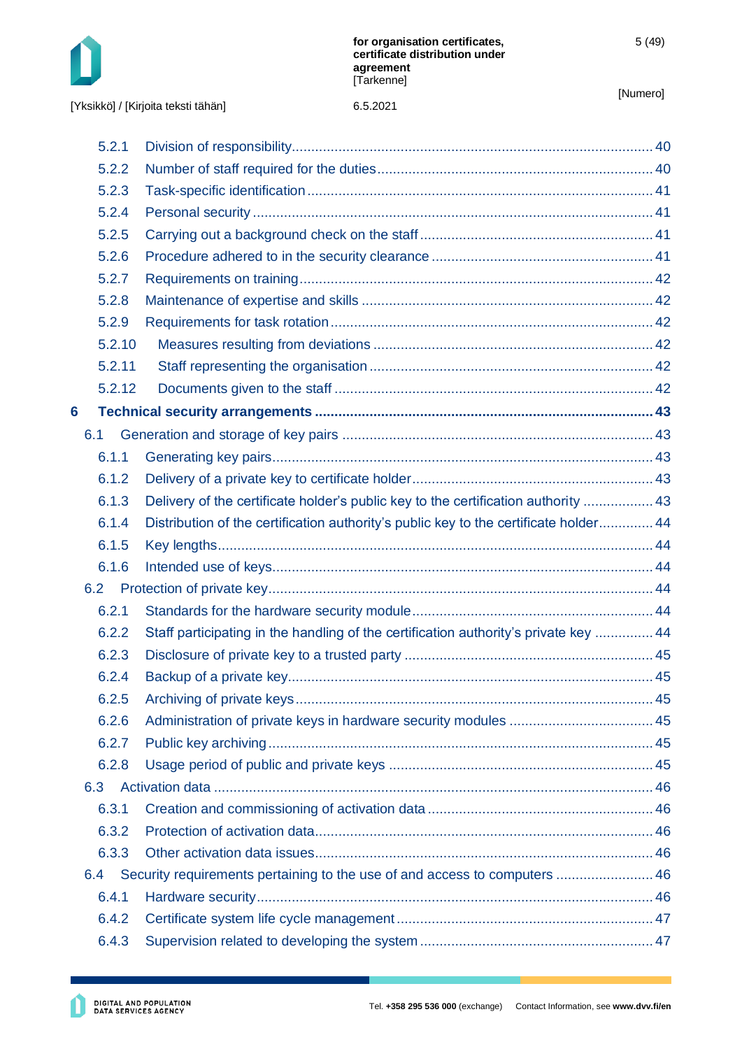5.2.1 Division of responsibility ... 40
5.2.2 Number of staff required for the duties ... 40
5.2.3 Task-specific identification ... 41
5.2.4 Personal security ... 41
5.2.5 Carrying out a background check on the staff ... 41
5.2.6 Procedure adhered to in the security clearance ... 41
5.2.7 Requirements on training ... 42
5.2.8 Maintenance of expertise and skills ... 42
5.2.9 Requirements for task rotation ... 42
5.2.10 Measures resulting from deviations ... 42
5.2.11 Staff representing the organisation ... 42
5.2.12 Documents given to the staff ... 42

**6 Technical security arrangements ... 43**

6.1 Generation and storage of key pairs ... 43
6.1.1 Generating key pairs ... 43
6.1.2 Delivery of a private key to certificate holder ... 43
6.1.3 Delivery of the certificate holder's public key to the certification authority ... 43
6.1.4 Distribution of the certification authority's public key to the certificate holder ... 44
6.1.5 Key lengths ... 44
6.1.6 Intended use of keys ... 44
6.2 Protection of private key ... 44
6.2.1 Standards for the hardware security module ... 44
6.2.2 Staff participating in the handling of the certification authority's private key ... 44
6.2.3 Disclosure of private key to a trusted party ... 45
6.2.4 Backup of a private key ... 45
6.2.5 Archiving of private keys ... 45
6.2.6 Administration of private keys in hardware security modules ... 45
6.2.7 Public key archiving ... 45
6.2.8 Usage period of public and private keys ... 45
6.3 Activation data ... 46
6.3.1 Creation and commissioning of activation data ... 46
6.3.2 Protection of activation data ... 46
6.3.3 Other activation data issues ... 46
6.4 Security requirements pertaining to the use of and access to computers ... 46
6.4.1 Hardware security ... 46
6.4.2 Certificate system life cycle management ... 47
6.4.3 Supervision related to developing the system ... 47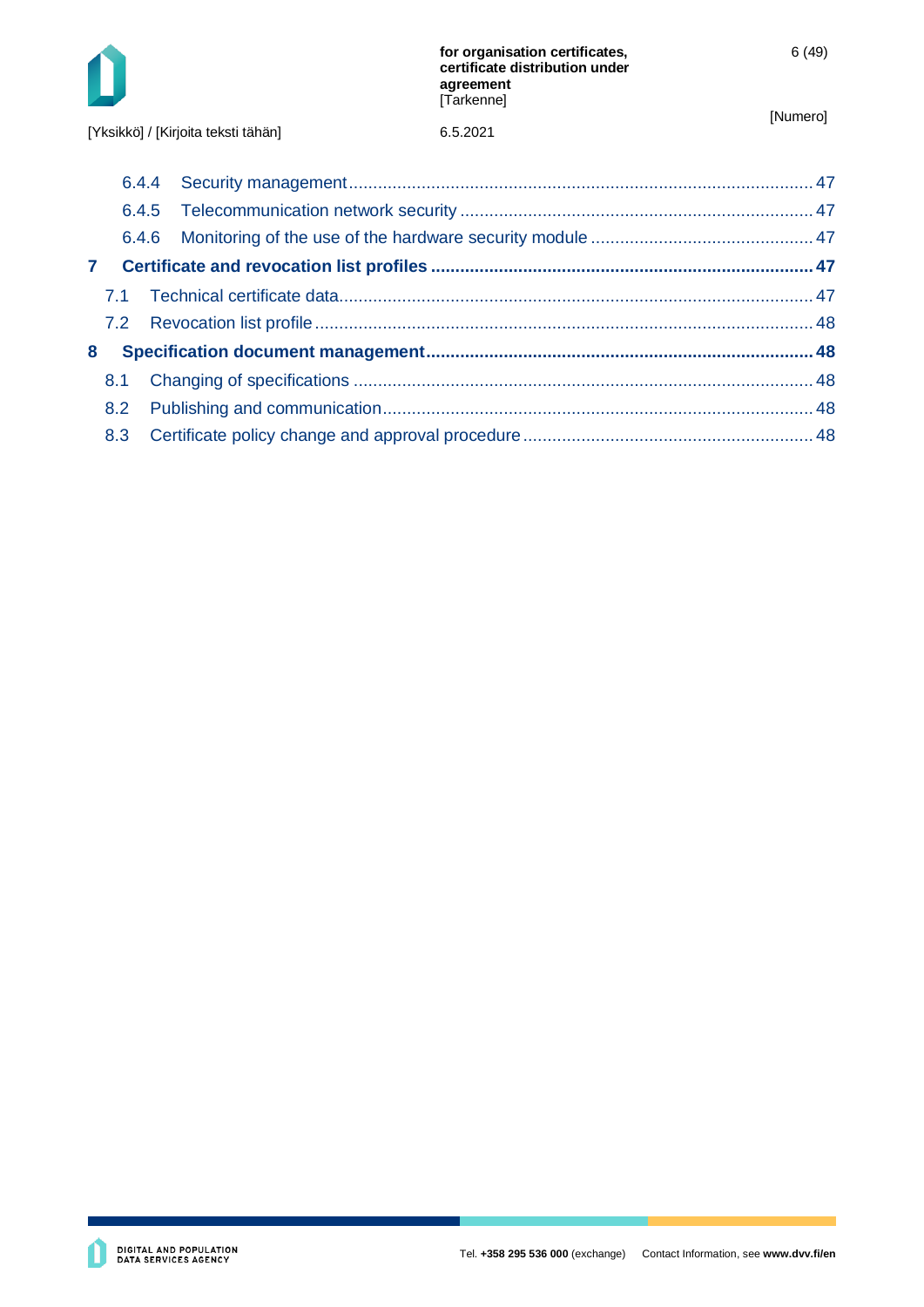6.4.4 Security management ........................................................................................ 47

6.4.5 Telecommunication network security ................................................................ 47

6.4.6 Monitoring of the use of the hardware security module ..................................... 47

**7 Certificate and revocation list profiles ........................................................................ 47**

7.1 Technical certificate data ........................................................................................ 47

7.2 Revocation list profile ............................................................................................. 48

**8 Specification document management ........................................................................ 48**

8.1 Changing of specifications ...................................................................................... 48

8.2 Publishing and communication ............................................................................... 48

8.3 Certificate policy change and approval procedure .................................................. 48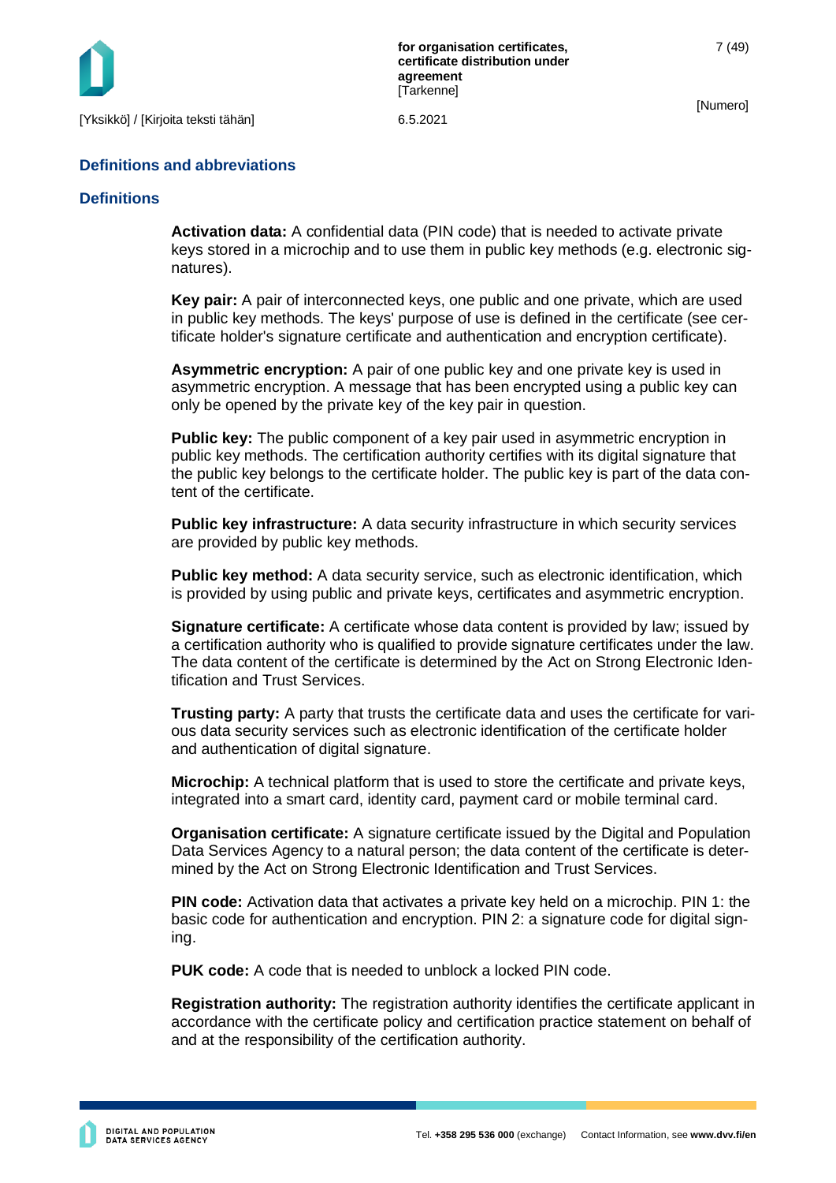# Definitions and abbreviations

## Definitions

**Activation data:** A confidential data (PIN code) that is needed to activate private keys stored in a microchip and to use them in public key methods (e.g. electronic signatures).

**Key pair:** A pair of interconnected keys, one public and one private, which are used in public key methods. The keys' purpose of use is defined in the certificate (see certificate holder's signature certificate and authentication and encryption certificate).

**Asymmetric encryption:** A pair of one public key and one private key is used in asymmetric encryption. A message that has been encrypted using a public key can only be opened by the private key of the key pair in question.

**Public key:** The public component of a key pair used in asymmetric encryption in public key methods. The certification authority certifies with its digital signature that the public key belongs to the certificate holder. The public key is part of the data content of the certificate.

**Public key infrastructure:** A data security infrastructure in which security services are provided by public key methods.

**Public key method:** A data security service, such as electronic identification, which is provided by using public and private keys, certificates and asymmetric encryption.

**Signature certificate:** A certificate whose data content is provided by law; issued by a certification authority who is qualified to provide signature certificates under the law. The data content of the certificate is determined by the Act on Strong Electronic Identification and Trust Services.

**Trusting party:** A party that trusts the certificate data and uses the certificate for various data security services such as electronic identification of the certificate holder and authentication of digital signature.

**Microchip:** A technical platform that is used to store the certificate and private keys, integrated into a smart card, identity card, payment card or mobile terminal card.

**Organisation certificate:** A signature certificate issued by the Digital and Population Data Services Agency to a natural person; the data content of the certificate is determined by the Act on Strong Electronic Identification and Trust Services.

**PIN code:** Activation data that activates a private key held on a microchip. PIN 1: the basic code for authentication and encryption. PIN 2: a signature code for digital signing.

**PUK code:** A code that is needed to unblock a locked PIN code.

**Registration authority:** The registration authority identifies the certificate applicant in accordance with the certificate policy and certification practice statement on behalf of and at the responsibility of the certification authority.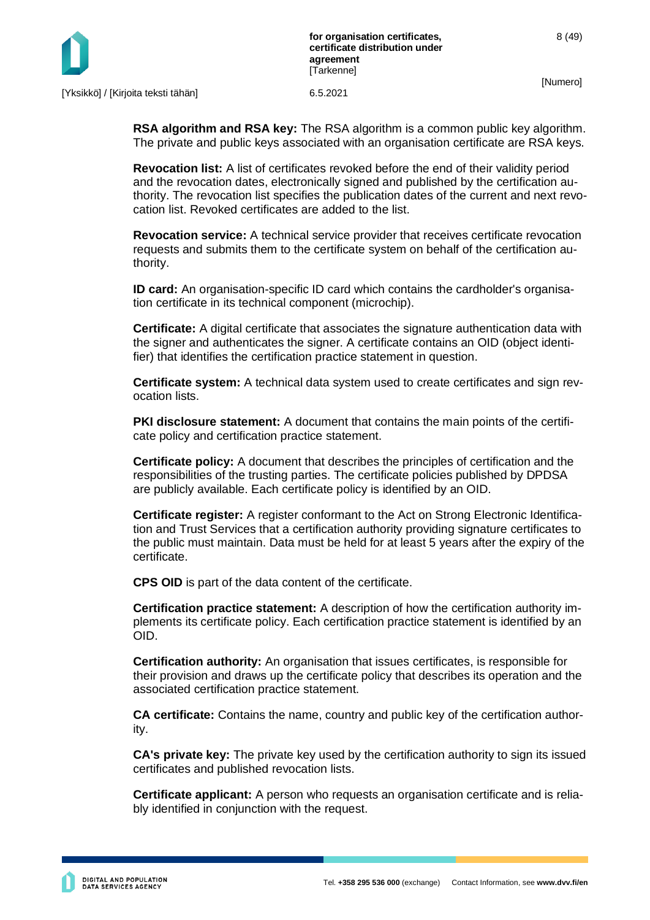**RSA algorithm and RSA key:** The RSA algorithm is a common public key algorithm. The private and public keys associated with an organisation certificate are RSA keys.

**Revocation list:** A list of certificates revoked before the end of their validity period and the revocation dates, electronically signed and published by the certification authority. The revocation list specifies the publication dates of the current and next revocation list. Revoked certificates are added to the list.

**Revocation service:** A technical service provider that receives certificate revocation requests and submits them to the certificate system on behalf of the certification authority.

**ID card:** An organisation-specific ID card which contains the cardholder's organisation certificate in its technical component (microchip).

**Certificate:** A digital certificate that associates the signature authentication data with the signer and authenticates the signer. A certificate contains an OID (object identifier) that identifies the certification practice statement in question.

**Certificate system:** A technical data system used to create certificates and sign revocation lists.

**PKI disclosure statement:** A document that contains the main points of the certificate policy and certification practice statement.

**Certificate policy:** A document that describes the principles of certification and the responsibilities of the trusting parties. The certificate policies published by DPDSA are publicly available. Each certificate policy is identified by an OID.

**Certificate register:** A register conformant to the Act on Strong Electronic Identification and Trust Services that a certification authority providing signature certificates to the public must maintain. Data must be held for at least 5 years after the expiry of the certificate.

**CPS OID** is part of the data content of the certificate.

**Certification practice statement:** A description of how the certification authority implements its certificate policy. Each certification practice statement is identified by an OID.

**Certification authority:** An organisation that issues certificates, is responsible for their provision and draws up the certificate policy that describes its operation and the associated certification practice statement.

**CA certificate:** Contains the name, country and public key of the certification authority.

**CA's private key:** The private key used by the certification authority to sign its issued certificates and published revocation lists.

**Certificate applicant:** A person who requests an organisation certificate and is reliably identified in conjunction with the request.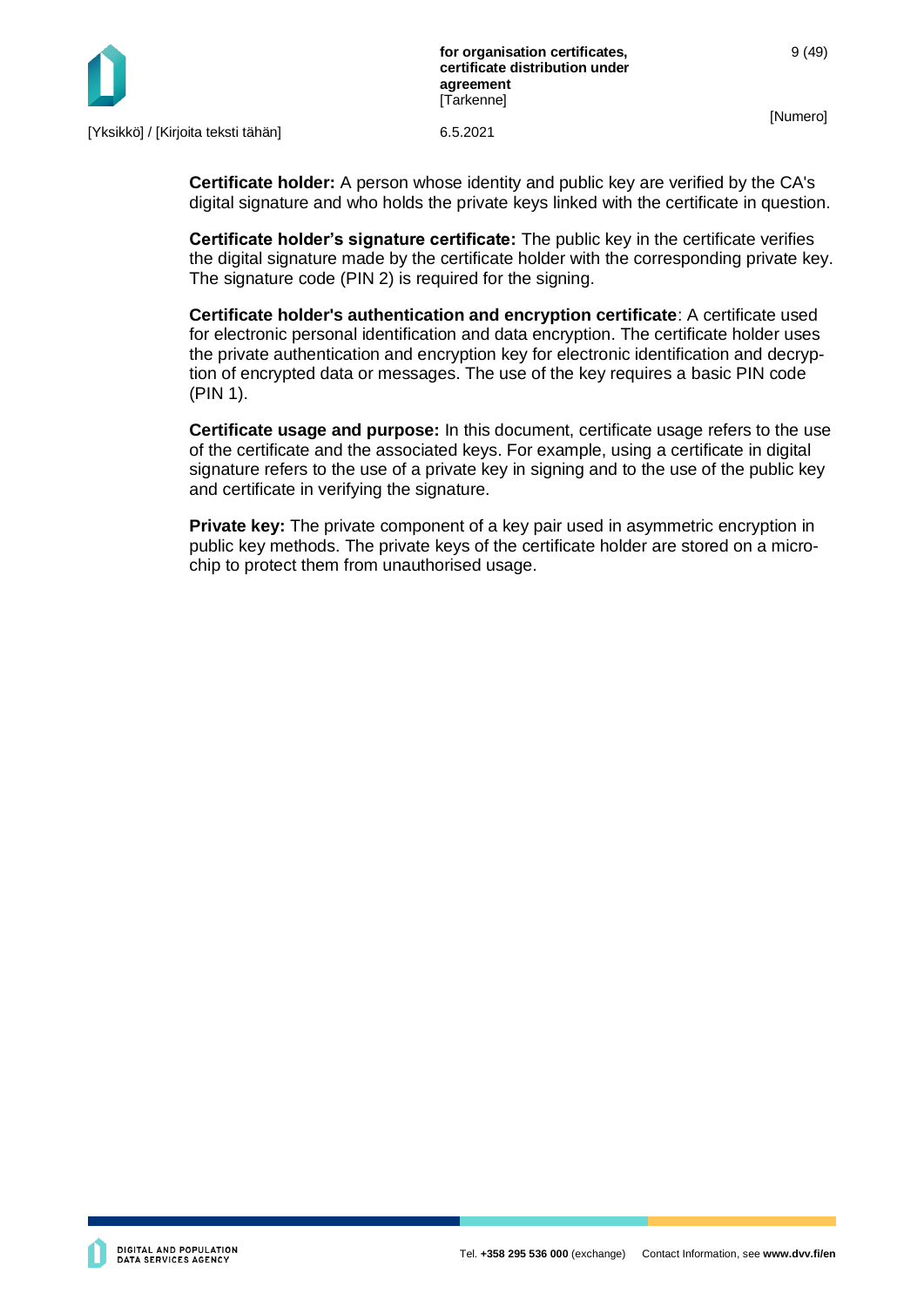**Certificate holder:** A person whose identity and public key are verified by the CA's digital signature and who holds the private keys linked with the certificate in question.

**Certificate holder's signature certificate:** The public key in the certificate verifies the digital signature made by the certificate holder with the corresponding private key. The signature code (PIN 2) is required for the signing.

**Certificate holder's authentication and encryption certificate**: A certificate used for electronic personal identification and data encryption. The certificate holder uses the private authentication and encryption key for electronic identification and decryption of encrypted data or messages. The use of the key requires a basic PIN code (PIN 1).

**Certificate usage and purpose:** In this document, certificate usage refers to the use of the certificate and the associated keys. For example, using a certificate in digital signature refers to the use of a private key in signing and to the use of the public key and certificate in verifying the signature.

**Private key:** The private component of a key pair used in asymmetric encryption in public key methods. The private keys of the certificate holder are stored on a microchip to protect them from unauthorised usage.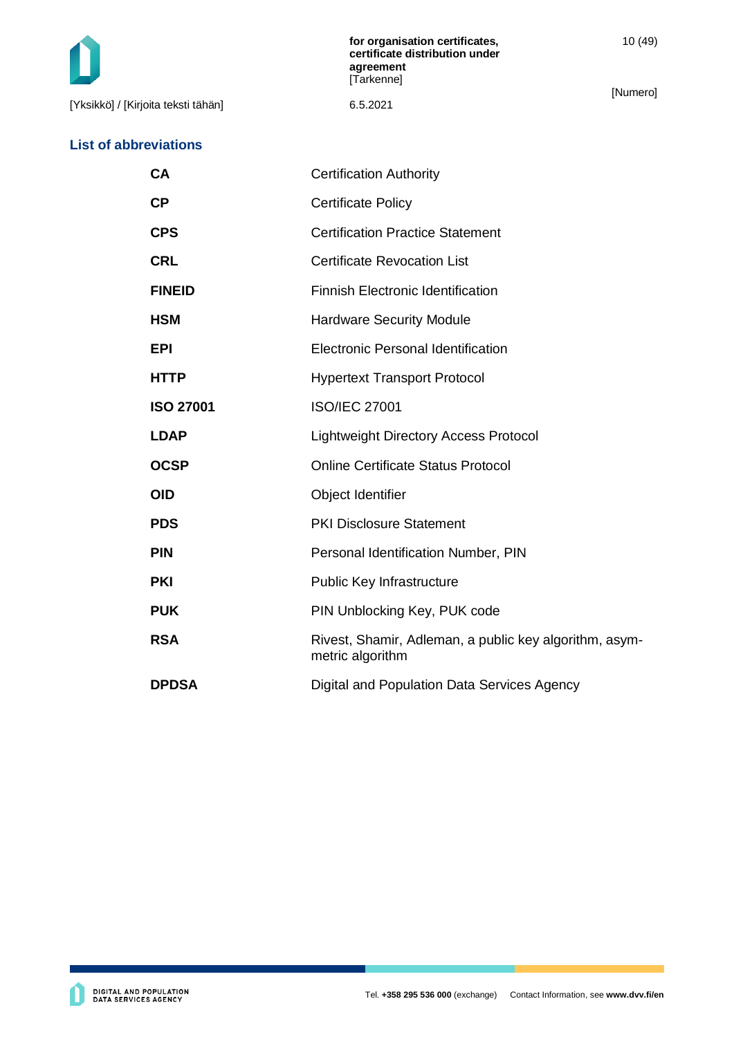## List of abbreviations

| | |
|---|---|
| **CA** | Certification Authority |
| **CP** | Certificate Policy |
| **CPS** | Certification Practice Statement |
| **CRL** | Certificate Revocation List |
| **FINEID** | Finnish Electronic Identification |
| **HSM** | Hardware Security Module |
| **EPI** | Electronic Personal Identification |
| **HTTP** | Hypertext Transport Protocol |
| **ISO 27001** | ISO/IEC 27001 |
| **LDAP** | Lightweight Directory Access Protocol |
| **OCSP** | Online Certificate Status Protocol |
| **OID** | Object Identifier |
| **PDS** | PKI Disclosure Statement |
| **PIN** | Personal Identification Number, PIN |
| **PKI** | Public Key Infrastructure |
| **PUK** | PIN Unblocking Key, PUK code |
| **RSA** | Rivest, Shamir, Adleman, a public key algorithm, asymmetric algorithm |
| **DPDSA** | Digital and Population Data Services Agency |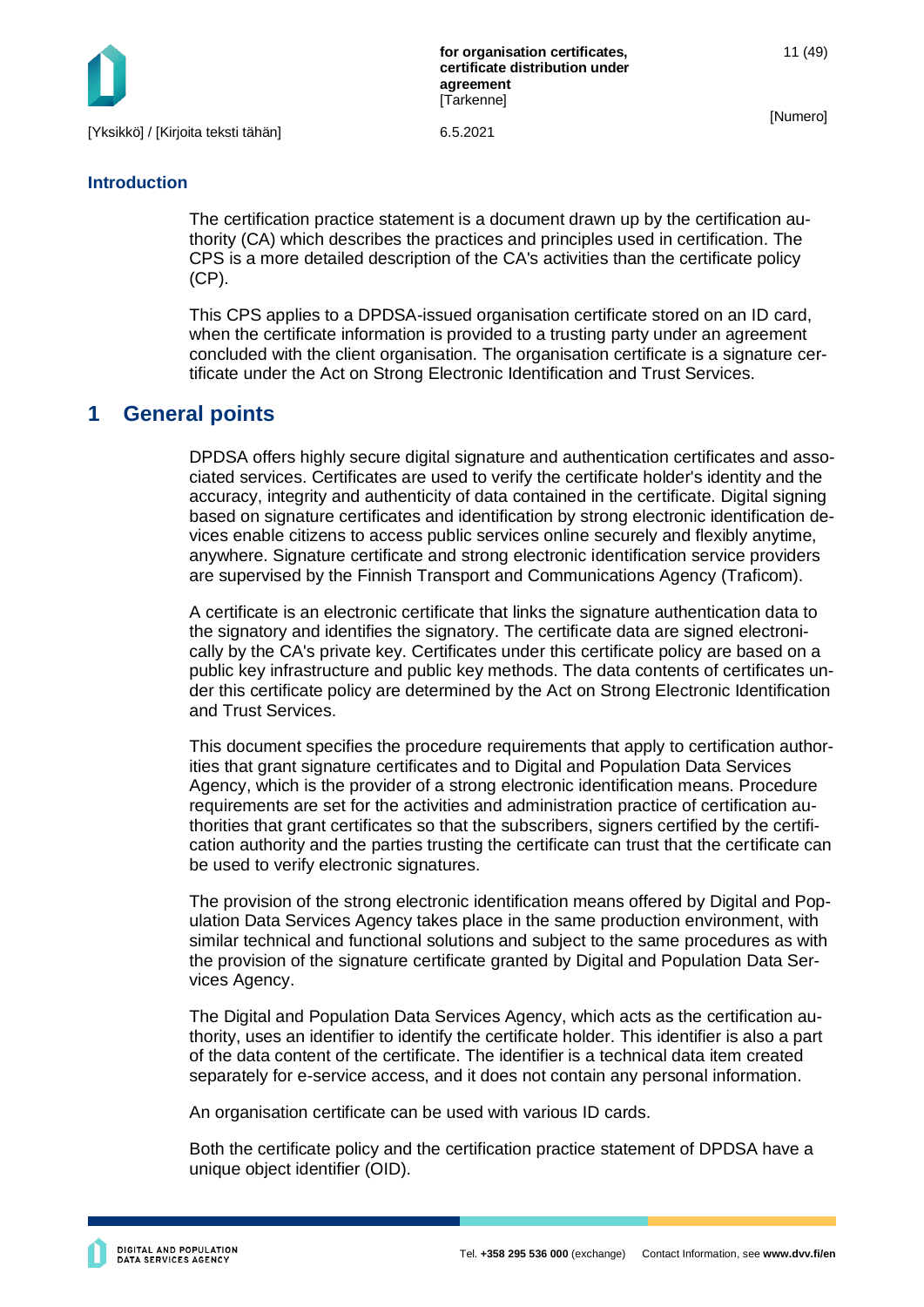## Introduction

The certification practice statement is a document drawn up by the certification authority (CA) which describes the practices and principles used in certification. The CPS is a more detailed description of the CA's activities than the certificate policy (CP).

This CPS applies to a DPDSA-issued organisation certificate stored on an ID card, when the certificate information is provided to a trusting party under an agreement concluded with the client organisation. The organisation certificate is a signature certificate under the Act on Strong Electronic Identification and Trust Services.

# 1 General points

DPDSA offers highly secure digital signature and authentication certificates and associated services. Certificates are used to verify the certificate holder's identity and the accuracy, integrity and authenticity of data contained in the certificate. Digital signing based on signature certificates and identification by strong electronic identification devices enable citizens to access public services online securely and flexibly anytime, anywhere. Signature certificate and strong electronic identification service providers are supervised by the Finnish Transport and Communications Agency (Traficom).

A certificate is an electronic certificate that links the signature authentication data to the signatory and identifies the signatory. The certificate data are signed electronically by the CA's private key. Certificates under this certificate policy are based on a public key infrastructure and public key methods. The data contents of certificates under this certificate policy are determined by the Act on Strong Electronic Identification and Trust Services.

This document specifies the procedure requirements that apply to certification authorities that grant signature certificates and to Digital and Population Data Services Agency, which is the provider of a strong electronic identification means. Procedure requirements are set for the activities and administration practice of certification authorities that grant certificates so that the subscribers, signers certified by the certification authority and the parties trusting the certificate can trust that the certificate can be used to verify electronic signatures.

The provision of the strong electronic identification means offered by Digital and Population Data Services Agency takes place in the same production environment, with similar technical and functional solutions and subject to the same procedures as with the provision of the signature certificate granted by Digital and Population Data Services Agency.

The Digital and Population Data Services Agency, which acts as the certification authority, uses an identifier to identify the certificate holder. This identifier is also a part of the data content of the certificate. The identifier is a technical data item created separately for e-service access, and it does not contain any personal information.

An organisation certificate can be used with various ID cards.

Both the certificate policy and the certification practice statement of DPDSA have a unique object identifier (OID).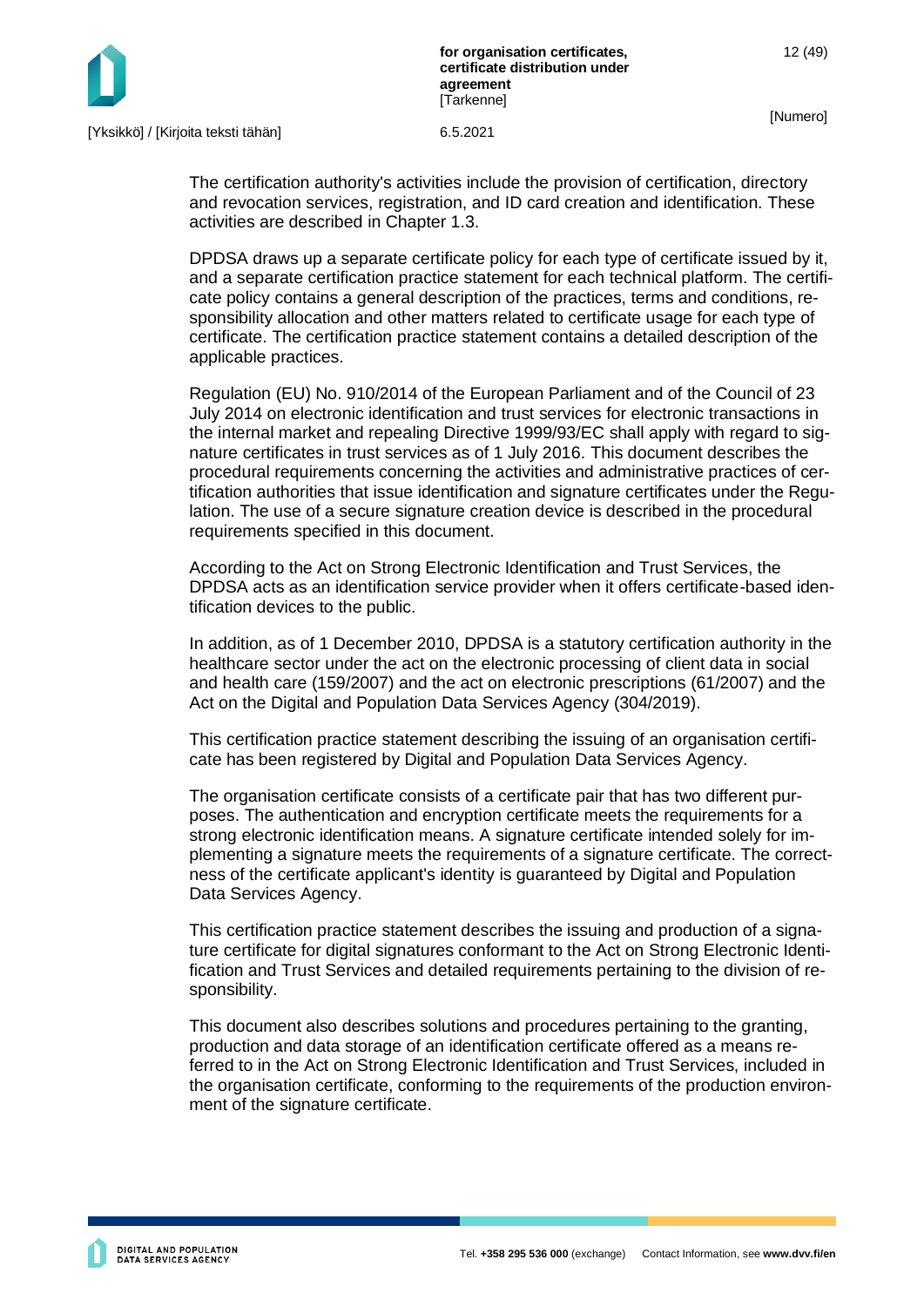The certification authority's activities include the provision of certification, directory and revocation services, registration, and ID card creation and identification. These activities are described in Chapter 1.3.

DPDSA draws up a separate certificate policy for each type of certificate issued by it, and a separate certification practice statement for each technical platform. The certificate policy contains a general description of the practices, terms and conditions, responsibility allocation and other matters related to certificate usage for each type of certificate. The certification practice statement contains a detailed description of the applicable practices.

Regulation (EU) No. 910/2014 of the European Parliament and of the Council of 23 July 2014 on electronic identification and trust services for electronic transactions in the internal market and repealing Directive 1999/93/EC shall apply with regard to signature certificates in trust services as of 1 July 2016. This document describes the procedural requirements concerning the activities and administrative practices of certification authorities that issue identification and signature certificates under the Regulation. The use of a secure signature creation device is described in the procedural requirements specified in this document.

According to the Act on Strong Electronic Identification and Trust Services, the DPDSA acts as an identification service provider when it offers certificate-based identification devices to the public.

In addition, as of 1 December 2010, DPDSA is a statutory certification authority in the healthcare sector under the act on the electronic processing of client data in social and health care (159/2007) and the act on electronic prescriptions (61/2007) and the Act on the Digital and Population Data Services Agency (304/2019).

This certification practice statement describing the issuing of an organisation certificate has been registered by Digital and Population Data Services Agency.

The organisation certificate consists of a certificate pair that has two different purposes. The authentication and encryption certificate meets the requirements for a strong electronic identification means. A signature certificate intended solely for implementing a signature meets the requirements of a signature certificate. The correctness of the certificate applicant's identity is guaranteed by Digital and Population Data Services Agency.

This certification practice statement describes the issuing and production of a signature certificate for digital signatures conformant to the Act on Strong Electronic Identification and Trust Services and detailed requirements pertaining to the division of responsibility.

This document also describes solutions and procedures pertaining to the granting, production and data storage of an identification certificate offered as a means referred to in the Act on Strong Electronic Identification and Trust Services, included in the organisation certificate, conforming to the requirements of the production environment of the signature certificate.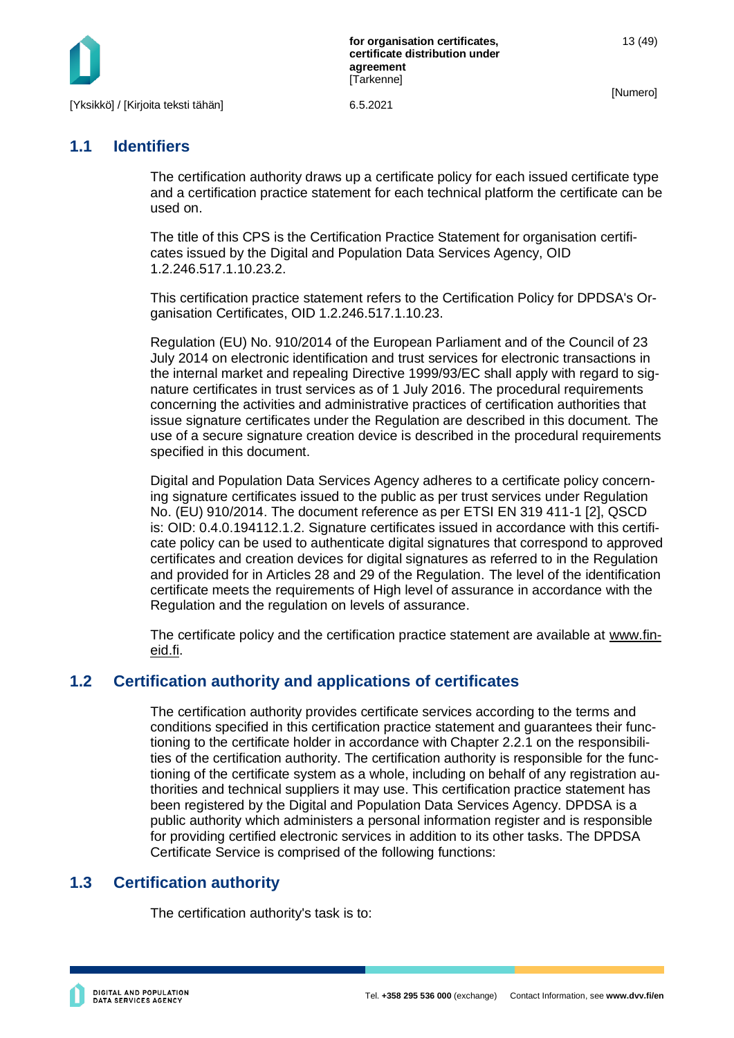## 1.1 Identifiers

The certification authority draws up a certificate policy for each issued certificate type and a certification practice statement for each technical platform the certificate can be used on.

The title of this CPS is the Certification Practice Statement for organisation certificates issued by the Digital and Population Data Services Agency, OID 1.2.246.517.1.10.23.2.

This certification practice statement refers to the Certification Policy for DPDSA's Organisation Certificates, OID 1.2.246.517.1.10.23.

Regulation (EU) No. 910/2014 of the European Parliament and of the Council of 23 July 2014 on electronic identification and trust services for electronic transactions in the internal market and repealing Directive 1999/93/EC shall apply with regard to signature certificates in trust services as of 1 July 2016. The procedural requirements concerning the activities and administrative practices of certification authorities that issue signature certificates under the Regulation are described in this document. The use of a secure signature creation device is described in the procedural requirements specified in this document.

Digital and Population Data Services Agency adheres to a certificate policy concerning signature certificates issued to the public as per trust services under Regulation No. (EU) 910/2014. The document reference as per ETSI EN 319 411-1 [2], QSCD is: OID: 0.4.0.194112.1.2. Signature certificates issued in accordance with this certificate policy can be used to authenticate digital signatures that correspond to approved certificates and creation devices for digital signatures as referred to in the Regulation and provided for in Articles 28 and 29 of the Regulation. The level of the identification certificate meets the requirements of High level of assurance in accordance with the Regulation and the regulation on levels of assurance.

The certificate policy and the certification practice statement are available at www.fineid.fi.

## 1.2 Certification authority and applications of certificates

The certification authority provides certificate services according to the terms and conditions specified in this certification practice statement and guarantees their functioning to the certificate holder in accordance with Chapter 2.2.1 on the responsibilities of the certification authority. The certification authority is responsible for the functioning of the certificate system as a whole, including on behalf of any registration authorities and technical suppliers it may use. This certification practice statement has been registered by the Digital and Population Data Services Agency. DPDSA is a public authority which administers a personal information register and is responsible for providing certified electronic services in addition to its other tasks. The DPDSA Certificate Service is comprised of the following functions:

## 1.3 Certification authority

The certification authority's task is to: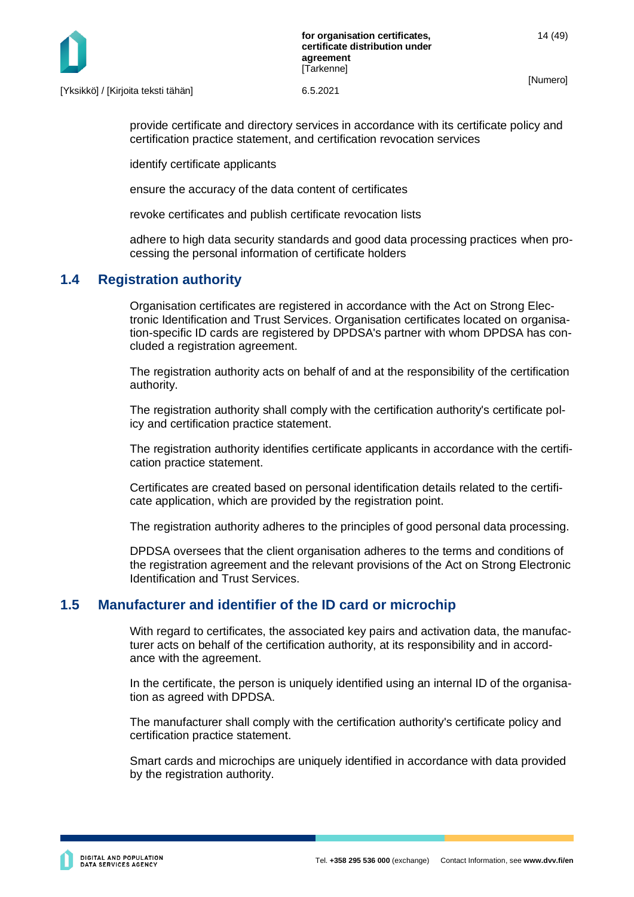provide certificate and directory services in accordance with its certificate policy and certification practice statement, and certification revocation services

identify certificate applicants

ensure the accuracy of the data content of certificates

revoke certificates and publish certificate revocation lists

adhere to high data security standards and good data processing practices when processing the personal information of certificate holders

## 1.4 Registration authority

Organisation certificates are registered in accordance with the Act on Strong Electronic Identification and Trust Services. Organisation certificates located on organisation-specific ID cards are registered by DPDSA's partner with whom DPDSA has concluded a registration agreement.

The registration authority acts on behalf of and at the responsibility of the certification authority.

The registration authority shall comply with the certification authority's certificate policy and certification practice statement.

The registration authority identifies certificate applicants in accordance with the certification practice statement.

Certificates are created based on personal identification details related to the certificate application, which are provided by the registration point.

The registration authority adheres to the principles of good personal data processing.

DPDSA oversees that the client organisation adheres to the terms and conditions of the registration agreement and the relevant provisions of the Act on Strong Electronic Identification and Trust Services.

## 1.5 Manufacturer and identifier of the ID card or microchip

With regard to certificates, the associated key pairs and activation data, the manufacturer acts on behalf of the certification authority, at its responsibility and in accordance with the agreement.

In the certificate, the person is uniquely identified using an internal ID of the organisation as agreed with DPDSA.

The manufacturer shall comply with the certification authority's certificate policy and certification practice statement.

Smart cards and microchips are uniquely identified in accordance with data provided by the registration authority.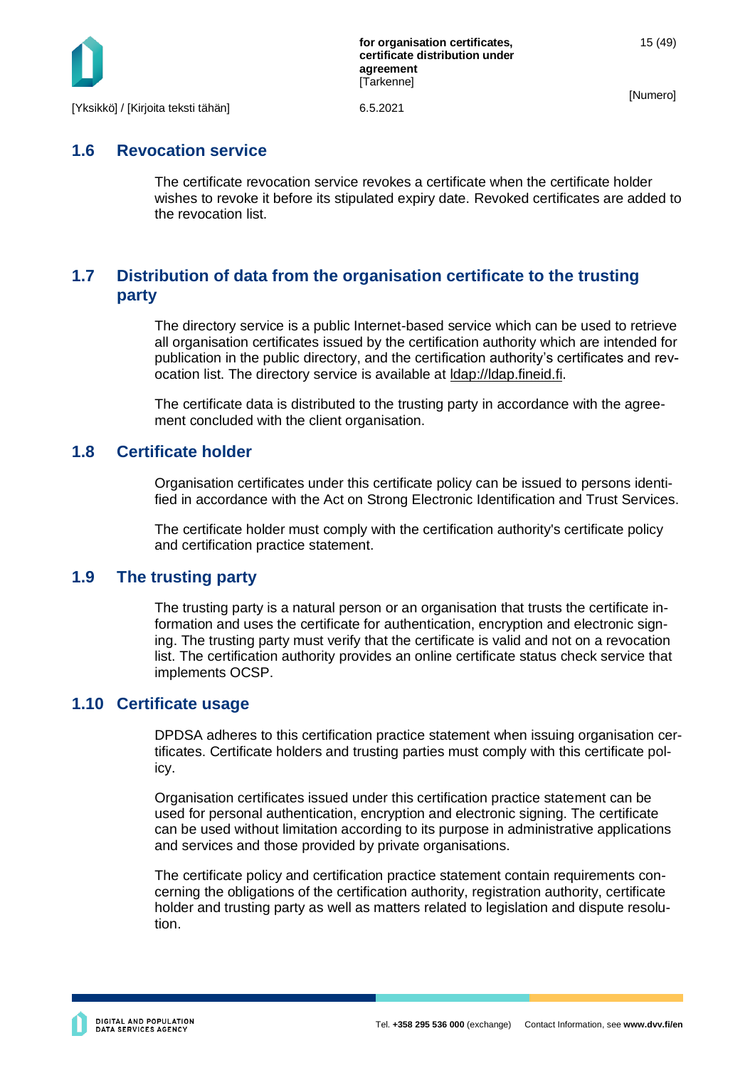## 1.6 Revocation service

The certificate revocation service revokes a certificate when the certificate holder wishes to revoke it before its stipulated expiry date. Revoked certificates are added to the revocation list.

## 1.7 Distribution of data from the organisation certificate to the trusting party

The directory service is a public Internet-based service which can be used to retrieve all organisation certificates issued by the certification authority which are intended for publication in the public directory, and the certification authority's certificates and revocation list. The directory service is available at ldap://ldap.fineid.fi.

The certificate data is distributed to the trusting party in accordance with the agreement concluded with the client organisation.

## 1.8 Certificate holder

Organisation certificates under this certificate policy can be issued to persons identified in accordance with the Act on Strong Electronic Identification and Trust Services.

The certificate holder must comply with the certification authority's certificate policy and certification practice statement.

## 1.9 The trusting party

The trusting party is a natural person or an organisation that trusts the certificate information and uses the certificate for authentication, encryption and electronic signing. The trusting party must verify that the certificate is valid and not on a revocation list. The certification authority provides an online certificate status check service that implements OCSP.

## 1.10 Certificate usage

DPDSA adheres to this certification practice statement when issuing organisation certificates. Certificate holders and trusting parties must comply with this certificate policy.

Organisation certificates issued under this certification practice statement can be used for personal authentication, encryption and electronic signing. The certificate can be used without limitation according to its purpose in administrative applications and services and those provided by private organisations.

The certificate policy and certification practice statement contain requirements concerning the obligations of the certification authority, registration authority, certificate holder and trusting party as well as matters related to legislation and dispute resolution.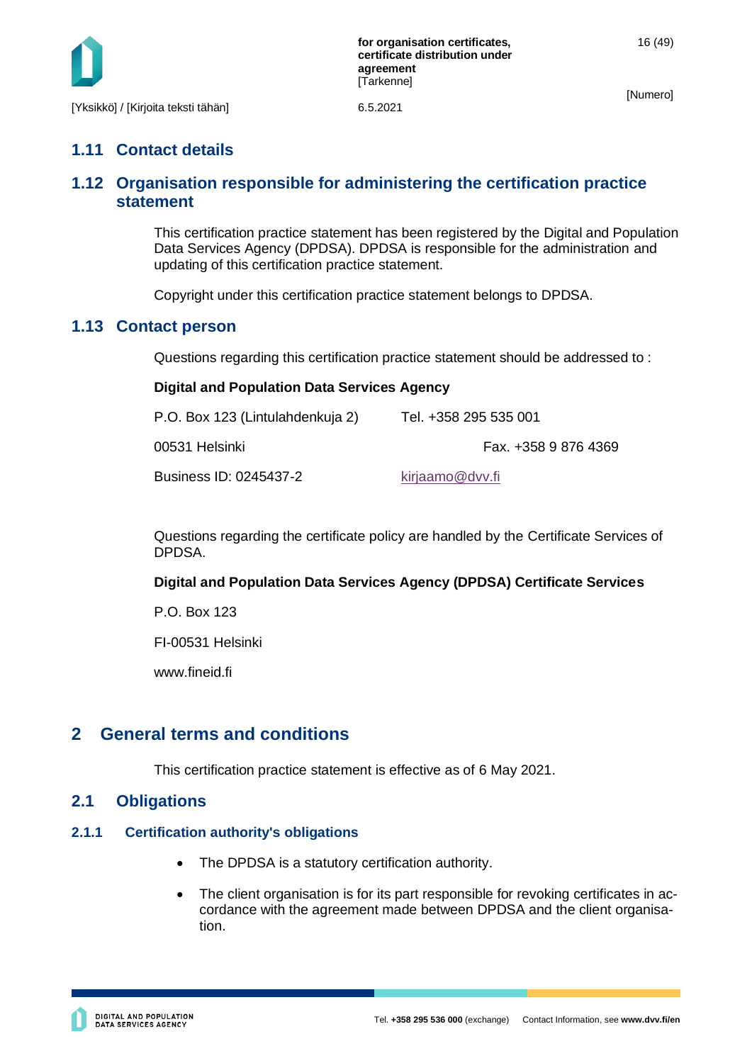## 1.11 Contact details

## 1.12 Organisation responsible for administering the certification practice statement

This certification practice statement has been registered by the Digital and Population Data Services Agency (DPDSA). DPDSA is responsible for the administration and updating of this certification practice statement.

Copyright under this certification practice statement belongs to DPDSA.

## 1.13 Contact person

Questions regarding this certification practice statement should be addressed to :

**Digital and Population Data Services Agency**

P.O. Box 123 (Lintulahdenkuja 2) Tel. +358 295 535 001

00531 Helsinki Fax. +358 9 876 4369

Business ID: 0245437-2 kirjaamo@dvv.fi

Questions regarding the certificate policy are handled by the Certificate Services of DPDSA.

**Digital and Population Data Services Agency (DPDSA) Certificate Services**

P.O. Box 123

FI-00531 Helsinki

www.fineid.fi

# 2 General terms and conditions

This certification practice statement is effective as of 6 May 2021.

## 2.1 Obligations

### 2.1.1 Certification authority's obligations

- The DPDSA is a statutory certification authority.
- The client organisation is for its part responsible for revoking certificates in accordance with the agreement made between DPDSA and the client organisation.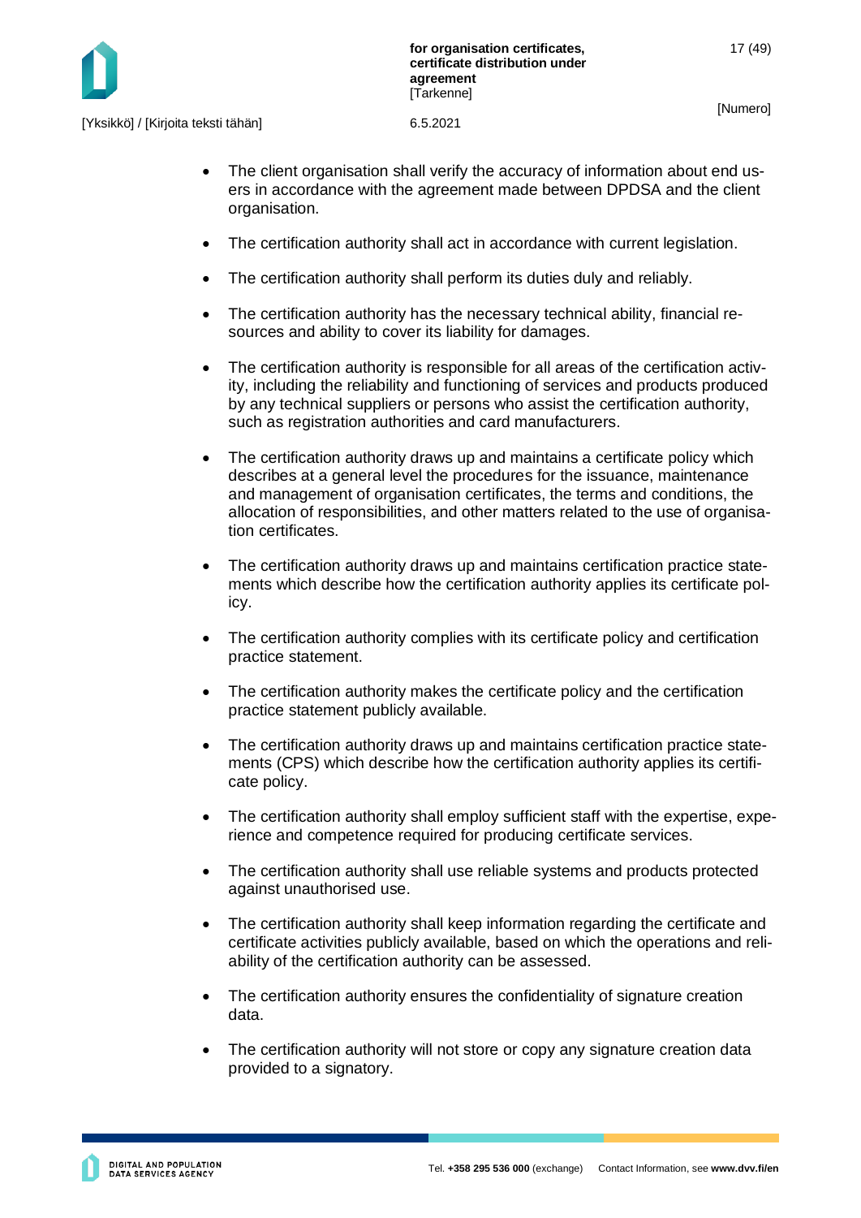- The client organisation shall verify the accuracy of information about end users in accordance with the agreement made between DPDSA and the client organisation.
- The certification authority shall act in accordance with current legislation.
- The certification authority shall perform its duties duly and reliably.
- The certification authority has the necessary technical ability, financial resources and ability to cover its liability for damages.
- The certification authority is responsible for all areas of the certification activity, including the reliability and functioning of services and products produced by any technical suppliers or persons who assist the certification authority, such as registration authorities and card manufacturers.
- The certification authority draws up and maintains a certificate policy which describes at a general level the procedures for the issuance, maintenance and management of organisation certificates, the terms and conditions, the allocation of responsibilities, and other matters related to the use of organisation certificates.
- The certification authority draws up and maintains certification practice statements which describe how the certification authority applies its certificate policy.
- The certification authority complies with its certificate policy and certification practice statement.
- The certification authority makes the certificate policy and the certification practice statement publicly available.
- The certification authority draws up and maintains certification practice statements (CPS) which describe how the certification authority applies its certificate policy.
- The certification authority shall employ sufficient staff with the expertise, experience and competence required for producing certificate services.
- The certification authority shall use reliable systems and products protected against unauthorised use.
- The certification authority shall keep information regarding the certificate and certificate activities publicly available, based on which the operations and reliability of the certification authority can be assessed.
- The certification authority ensures the confidentiality of signature creation data.
- The certification authority will not store or copy any signature creation data provided to a signatory.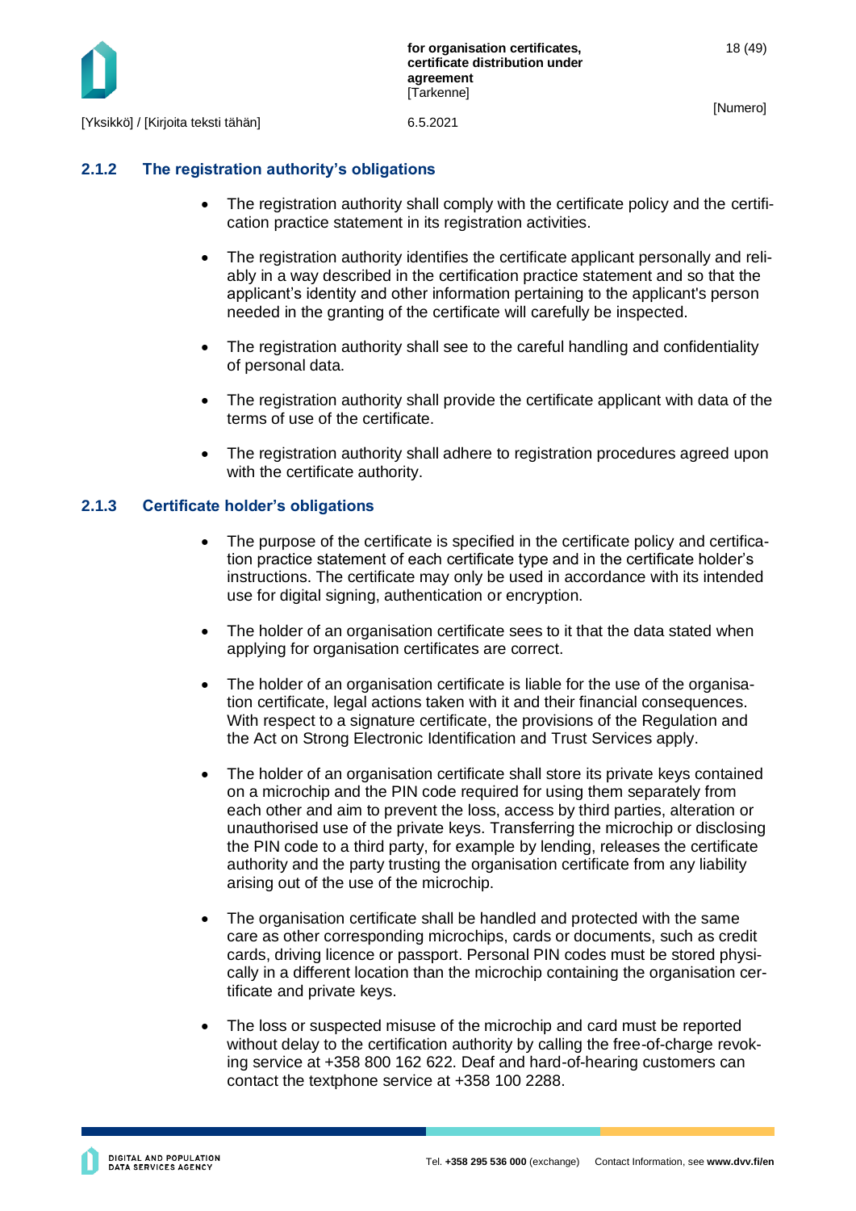### 2.1.2 The registration authority's obligations

- The registration authority shall comply with the certificate policy and the certification practice statement in its registration activities.
- The registration authority identifies the certificate applicant personally and reliably in a way described in the certification practice statement and so that the applicant's identity and other information pertaining to the applicant's person needed in the granting of the certificate will carefully be inspected.
- The registration authority shall see to the careful handling and confidentiality of personal data.
- The registration authority shall provide the certificate applicant with data of the terms of use of the certificate.
- The registration authority shall adhere to registration procedures agreed upon with the certificate authority.

### 2.1.3 Certificate holder's obligations

- The purpose of the certificate is specified in the certificate policy and certification practice statement of each certificate type and in the certificate holder's instructions. The certificate may only be used in accordance with its intended use for digital signing, authentication or encryption.
- The holder of an organisation certificate sees to it that the data stated when applying for organisation certificates are correct.
- The holder of an organisation certificate is liable for the use of the organisation certificate, legal actions taken with it and their financial consequences. With respect to a signature certificate, the provisions of the Regulation and the Act on Strong Electronic Identification and Trust Services apply.
- The holder of an organisation certificate shall store its private keys contained on a microchip and the PIN code required for using them separately from each other and aim to prevent the loss, access by third parties, alteration or unauthorised use of the private keys. Transferring the microchip or disclosing the PIN code to a third party, for example by lending, releases the certificate authority and the party trusting the organisation certificate from any liability arising out of the use of the microchip.
- The organisation certificate shall be handled and protected with the same care as other corresponding microchips, cards or documents, such as credit cards, driving licence or passport. Personal PIN codes must be stored physically in a different location than the microchip containing the organisation certificate and private keys.
- The loss or suspected misuse of the microchip and card must be reported without delay to the certification authority by calling the free-of-charge revoking service at +358 800 162 622. Deaf and hard-of-hearing customers can contact the textphone service at +358 100 2288.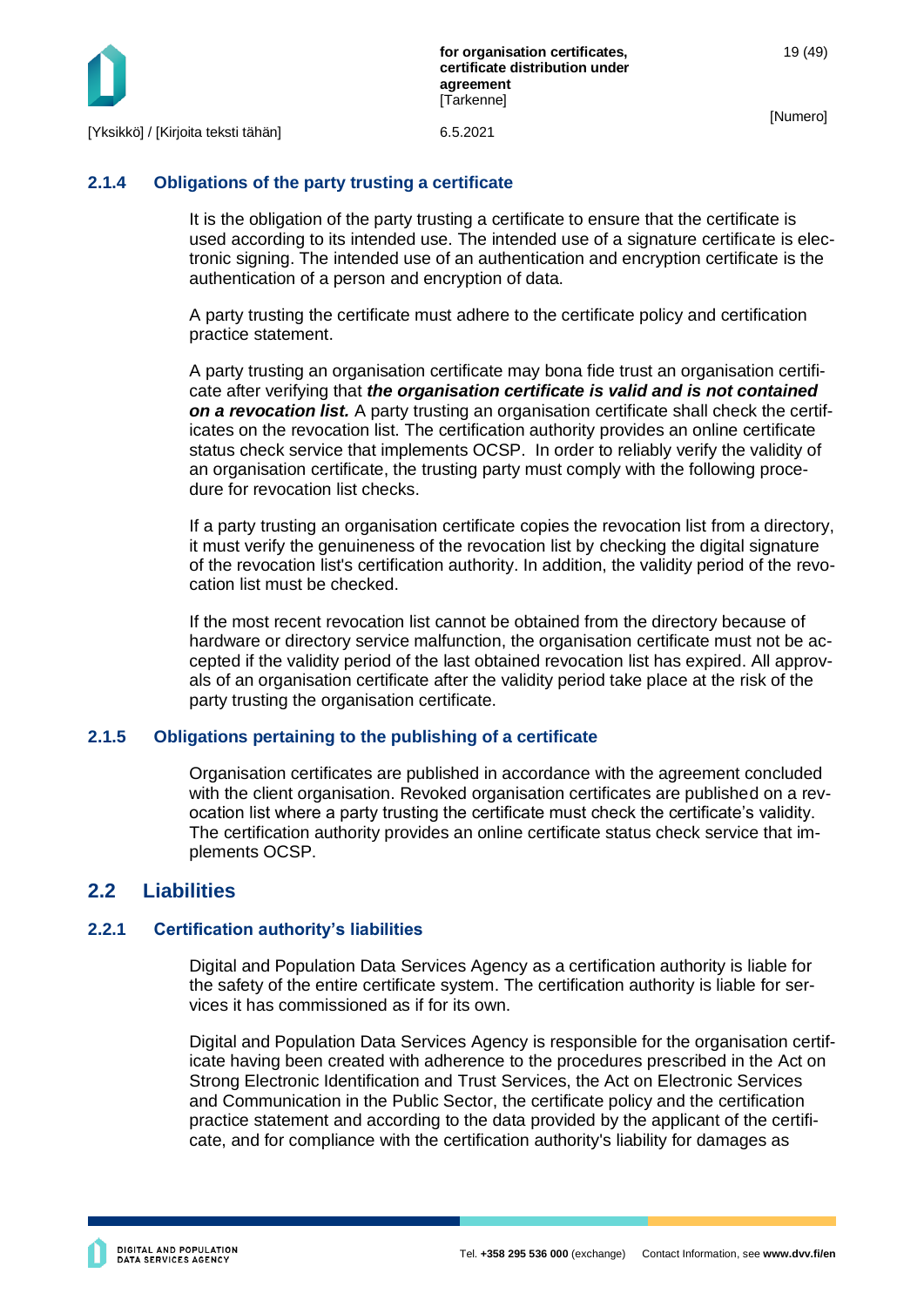### 2.1.4 Obligations of the party trusting a certificate

It is the obligation of the party trusting a certificate to ensure that the certificate is used according to its intended use. The intended use of a signature certificate is electronic signing. The intended use of an authentication and encryption certificate is the authentication of a person and encryption of data.

A party trusting the certificate must adhere to the certificate policy and certification practice statement.

A party trusting an organisation certificate may bona fide trust an organisation certificate after verifying that ***the organisation certificate is valid and is not contained on a revocation list.*** A party trusting an organisation certificate shall check the certificates on the revocation list. The certification authority provides an online certificate status check service that implements OCSP. In order to reliably verify the validity of an organisation certificate, the trusting party must comply with the following procedure for revocation list checks.

If a party trusting an organisation certificate copies the revocation list from a directory, it must verify the genuineness of the revocation list by checking the digital signature of the revocation list's certification authority. In addition, the validity period of the revocation list must be checked.

If the most recent revocation list cannot be obtained from the directory because of hardware or directory service malfunction, the organisation certificate must not be accepted if the validity period of the last obtained revocation list has expired. All approvals of an organisation certificate after the validity period take place at the risk of the party trusting the organisation certificate.

### 2.1.5 Obligations pertaining to the publishing of a certificate

Organisation certificates are published in accordance with the agreement concluded with the client organisation. Revoked organisation certificates are published on a revocation list where a party trusting the certificate must check the certificate's validity. The certification authority provides an online certificate status check service that implements OCSP.

## 2.2 Liabilities

### 2.2.1 Certification authority's liabilities

Digital and Population Data Services Agency as a certification authority is liable for the safety of the entire certificate system. The certification authority is liable for services it has commissioned as if for its own.

Digital and Population Data Services Agency is responsible for the organisation certificate having been created with adherence to the procedures prescribed in the Act on Strong Electronic Identification and Trust Services, the Act on Electronic Services and Communication in the Public Sector, the certificate policy and the certification practice statement and according to the data provided by the applicant of the certificate, and for compliance with the certification authority's liability for damages as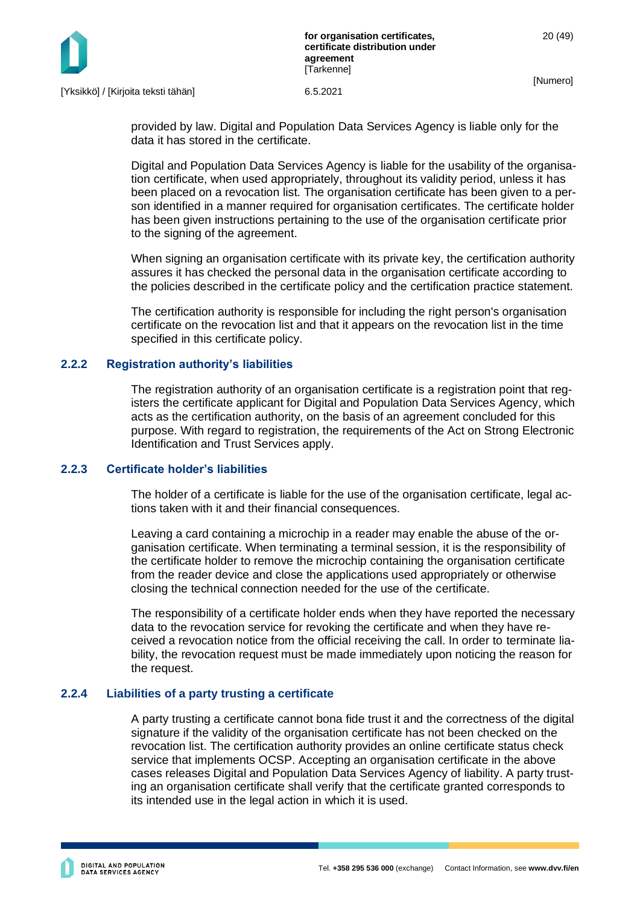provided by law. Digital and Population Data Services Agency is liable only for the data it has stored in the certificate.

Digital and Population Data Services Agency is liable for the usability of the organisation certificate, when used appropriately, throughout its validity period, unless it has been placed on a revocation list. The organisation certificate has been given to a person identified in a manner required for organisation certificates. The certificate holder has been given instructions pertaining to the use of the organisation certificate prior to the signing of the agreement.

When signing an organisation certificate with its private key, the certification authority assures it has checked the personal data in the organisation certificate according to the policies described in the certificate policy and the certification practice statement.

The certification authority is responsible for including the right person's organisation certificate on the revocation list and that it appears on the revocation list in the time specified in this certificate policy.

### 2.2.2 Registration authority's liabilities

The registration authority of an organisation certificate is a registration point that registers the certificate applicant for Digital and Population Data Services Agency, which acts as the certification authority, on the basis of an agreement concluded for this purpose. With regard to registration, the requirements of the Act on Strong Electronic Identification and Trust Services apply.

### 2.2.3 Certificate holder's liabilities

The holder of a certificate is liable for the use of the organisation certificate, legal actions taken with it and their financial consequences.

Leaving a card containing a microchip in a reader may enable the abuse of the organisation certificate. When terminating a terminal session, it is the responsibility of the certificate holder to remove the microchip containing the organisation certificate from the reader device and close the applications used appropriately or otherwise closing the technical connection needed for the use of the certificate.

The responsibility of a certificate holder ends when they have reported the necessary data to the revocation service for revoking the certificate and when they have received a revocation notice from the official receiving the call. In order to terminate liability, the revocation request must be made immediately upon noticing the reason for the request.

### 2.2.4 Liabilities of a party trusting a certificate

A party trusting a certificate cannot bona fide trust it and the correctness of the digital signature if the validity of the organisation certificate has not been checked on the revocation list. The certification authority provides an online certificate status check service that implements OCSP. Accepting an organisation certificate in the above cases releases Digital and Population Data Services Agency of liability. A party trusting an organisation certificate shall verify that the certificate granted corresponds to its intended use in the legal action in which it is used.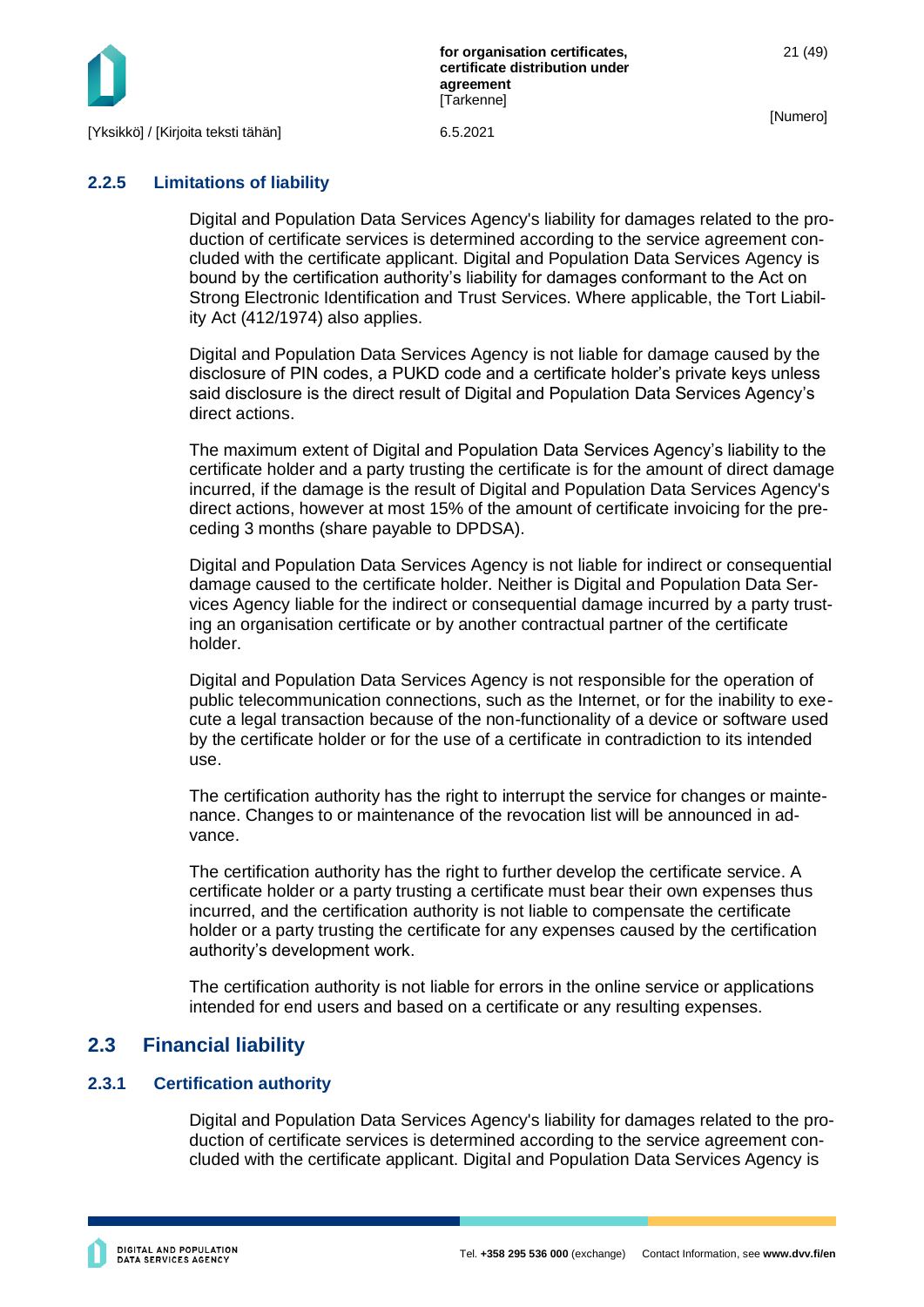### 2.2.5 Limitations of liability

Digital and Population Data Services Agency's liability for damages related to the production of certificate services is determined according to the service agreement concluded with the certificate applicant. Digital and Population Data Services Agency is bound by the certification authority's liability for damages conformant to the Act on Strong Electronic Identification and Trust Services. Where applicable, the Tort Liability Act (412/1974) also applies.

Digital and Population Data Services Agency is not liable for damage caused by the disclosure of PIN codes, a PUKD code and a certificate holder's private keys unless said disclosure is the direct result of Digital and Population Data Services Agency's direct actions.

The maximum extent of Digital and Population Data Services Agency's liability to the certificate holder and a party trusting the certificate is for the amount of direct damage incurred, if the damage is the result of Digital and Population Data Services Agency's direct actions, however at most 15% of the amount of certificate invoicing for the preceding 3 months (share payable to DPDSA).

Digital and Population Data Services Agency is not liable for indirect or consequential damage caused to the certificate holder. Neither is Digital and Population Data Services Agency liable for the indirect or consequential damage incurred by a party trusting an organisation certificate or by another contractual partner of the certificate holder.

Digital and Population Data Services Agency is not responsible for the operation of public telecommunication connections, such as the Internet, or for the inability to execute a legal transaction because of the non-functionality of a device or software used by the certificate holder or for the use of a certificate in contradiction to its intended use.

The certification authority has the right to interrupt the service for changes or maintenance. Changes to or maintenance of the revocation list will be announced in advance.

The certification authority has the right to further develop the certificate service. A certificate holder or a party trusting a certificate must bear their own expenses thus incurred, and the certification authority is not liable to compensate the certificate holder or a party trusting the certificate for any expenses caused by the certification authority's development work.

The certification authority is not liable for errors in the online service or applications intended for end users and based on a certificate or any resulting expenses.

## 2.3 Financial liability

### 2.3.1 Certification authority

Digital and Population Data Services Agency's liability for damages related to the production of certificate services is determined according to the service agreement concluded with the certificate applicant. Digital and Population Data Services Agency is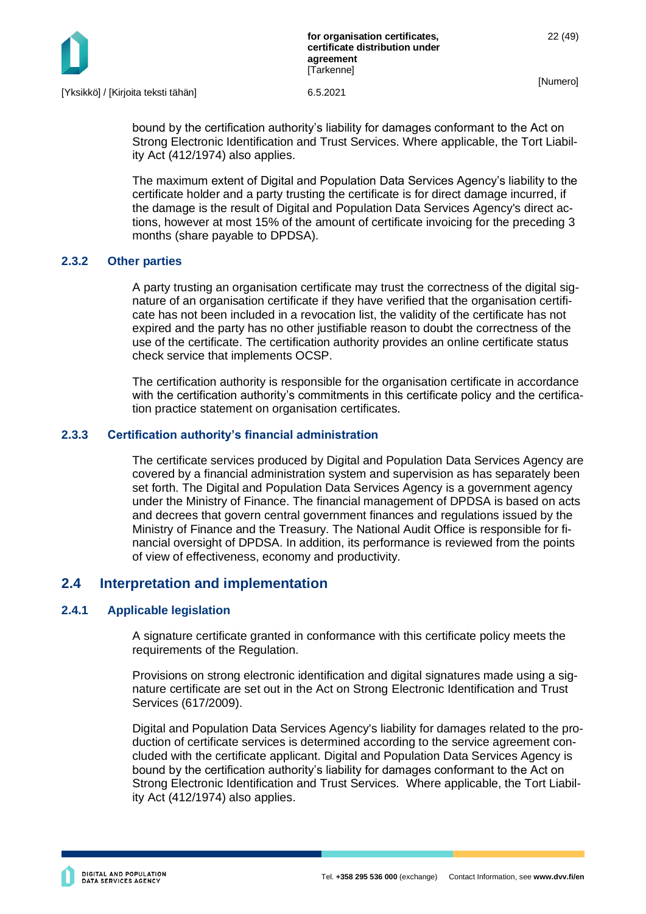bound by the certification authority's liability for damages conformant to the Act on Strong Electronic Identification and Trust Services. Where applicable, the Tort Liability Act (412/1974) also applies.

The maximum extent of Digital and Population Data Services Agency's liability to the certificate holder and a party trusting the certificate is for direct damage incurred, if the damage is the result of Digital and Population Data Services Agency's direct actions, however at most 15% of the amount of certificate invoicing for the preceding 3 months (share payable to DPDSA).

### 2.3.2 Other parties

A party trusting an organisation certificate may trust the correctness of the digital signature of an organisation certificate if they have verified that the organisation certificate has not been included in a revocation list, the validity of the certificate has not expired and the party has no other justifiable reason to doubt the correctness of the use of the certificate. The certification authority provides an online certificate status check service that implements OCSP.

The certification authority is responsible for the organisation certificate in accordance with the certification authority's commitments in this certificate policy and the certification practice statement on organisation certificates.

### 2.3.3 Certification authority's financial administration

The certificate services produced by Digital and Population Data Services Agency are covered by a financial administration system and supervision as has separately been set forth. The Digital and Population Data Services Agency is a government agency under the Ministry of Finance. The financial management of DPDSA is based on acts and decrees that govern central government finances and regulations issued by the Ministry of Finance and the Treasury. The National Audit Office is responsible for financial oversight of DPDSA. In addition, its performance is reviewed from the points of view of effectiveness, economy and productivity.

## 2.4 Interpretation and implementation

### 2.4.1 Applicable legislation

A signature certificate granted in conformance with this certificate policy meets the requirements of the Regulation.

Provisions on strong electronic identification and digital signatures made using a signature certificate are set out in the Act on Strong Electronic Identification and Trust Services (617/2009).

Digital and Population Data Services Agency's liability for damages related to the production of certificate services is determined according to the service agreement concluded with the certificate applicant. Digital and Population Data Services Agency is bound by the certification authority's liability for damages conformant to the Act on Strong Electronic Identification and Trust Services. Where applicable, the Tort Liability Act (412/1974) also applies.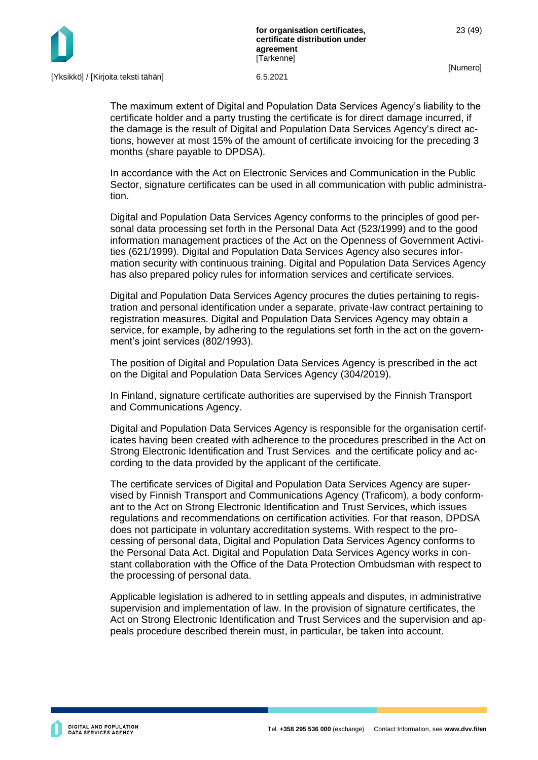The maximum extent of Digital and Population Data Services Agency's liability to the certificate holder and a party trusting the certificate is for direct damage incurred, if the damage is the result of Digital and Population Data Services Agency's direct actions, however at most 15% of the amount of certificate invoicing for the preceding 3 months (share payable to DPDSA).

In accordance with the Act on Electronic Services and Communication in the Public Sector, signature certificates can be used in all communication with public administration.

Digital and Population Data Services Agency conforms to the principles of good personal data processing set forth in the Personal Data Act (523/1999) and to the good information management practices of the Act on the Openness of Government Activities (621/1999). Digital and Population Data Services Agency also secures information security with continuous training. Digital and Population Data Services Agency has also prepared policy rules for information services and certificate services.

Digital and Population Data Services Agency procures the duties pertaining to registration and personal identification under a separate, private-law contract pertaining to registration measures. Digital and Population Data Services Agency may obtain a service, for example, by adhering to the regulations set forth in the act on the government's joint services (802/1993).

The position of Digital and Population Data Services Agency is prescribed in the act on the Digital and Population Data Services Agency (304/2019).

In Finland, signature certificate authorities are supervised by the Finnish Transport and Communications Agency.

Digital and Population Data Services Agency is responsible for the organisation certificates having been created with adherence to the procedures prescribed in the Act on Strong Electronic Identification and Trust Services and the certificate policy and according to the data provided by the applicant of the certificate.

The certificate services of Digital and Population Data Services Agency are supervised by Finnish Transport and Communications Agency (Traficom), a body conformant to the Act on Strong Electronic Identification and Trust Services, which issues regulations and recommendations on certification activities. For that reason, DPDSA does not participate in voluntary accreditation systems. With respect to the processing of personal data, Digital and Population Data Services Agency conforms to the Personal Data Act. Digital and Population Data Services Agency works in constant collaboration with the Office of the Data Protection Ombudsman with respect to the processing of personal data.

Applicable legislation is adhered to in settling appeals and disputes, in administrative supervision and implementation of law. In the provision of signature certificates, the Act on Strong Electronic Identification and Trust Services and the supervision and appeals procedure described therein must, in particular, be taken into account.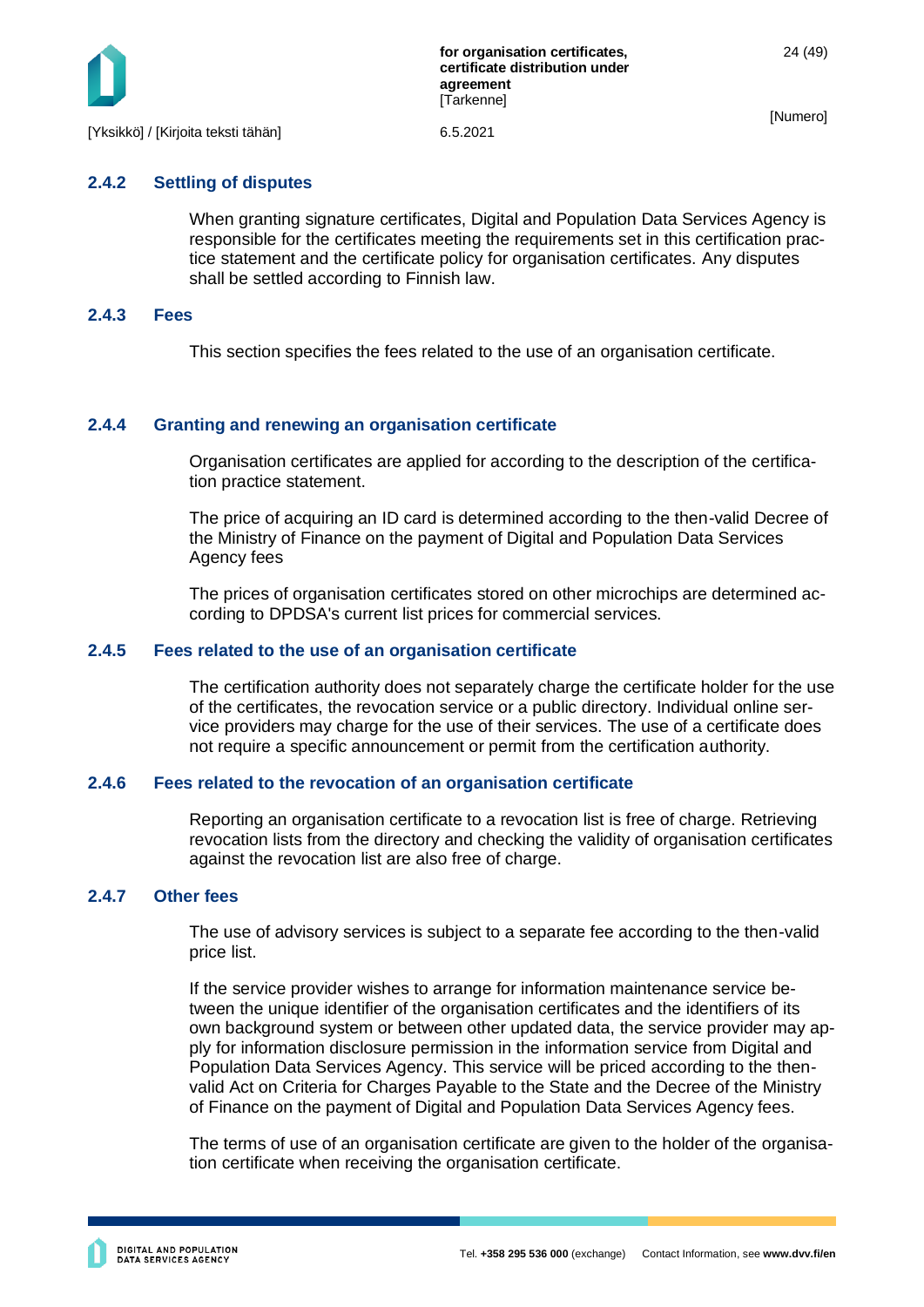### 2.4.2 Settling of disputes

When granting signature certificates, Digital and Population Data Services Agency is responsible for the certificates meeting the requirements set in this certification practice statement and the certificate policy for organisation certificates. Any disputes shall be settled according to Finnish law.

### 2.4.3 Fees

This section specifies the fees related to the use of an organisation certificate.

### 2.4.4 Granting and renewing an organisation certificate

Organisation certificates are applied for according to the description of the certification practice statement.

The price of acquiring an ID card is determined according to the then-valid Decree of the Ministry of Finance on the payment of Digital and Population Data Services Agency fees

The prices of organisation certificates stored on other microchips are determined according to DPDSA's current list prices for commercial services.

### 2.4.5 Fees related to the use of an organisation certificate

The certification authority does not separately charge the certificate holder for the use of the certificates, the revocation service or a public directory. Individual online service providers may charge for the use of their services. The use of a certificate does not require a specific announcement or permit from the certification authority.

### 2.4.6 Fees related to the revocation of an organisation certificate

Reporting an organisation certificate to a revocation list is free of charge. Retrieving revocation lists from the directory and checking the validity of organisation certificates against the revocation list are also free of charge.

### 2.4.7 Other fees

The use of advisory services is subject to a separate fee according to the then-valid price list.

If the service provider wishes to arrange for information maintenance service between the unique identifier of the organisation certificates and the identifiers of its own background system or between other updated data, the service provider may apply for information disclosure permission in the information service from Digital and Population Data Services Agency. This service will be priced according to the then-valid Act on Criteria for Charges Payable to the State and the Decree of the Ministry of Finance on the payment of Digital and Population Data Services Agency fees.

The terms of use of an organisation certificate are given to the holder of the organisation certificate when receiving the organisation certificate.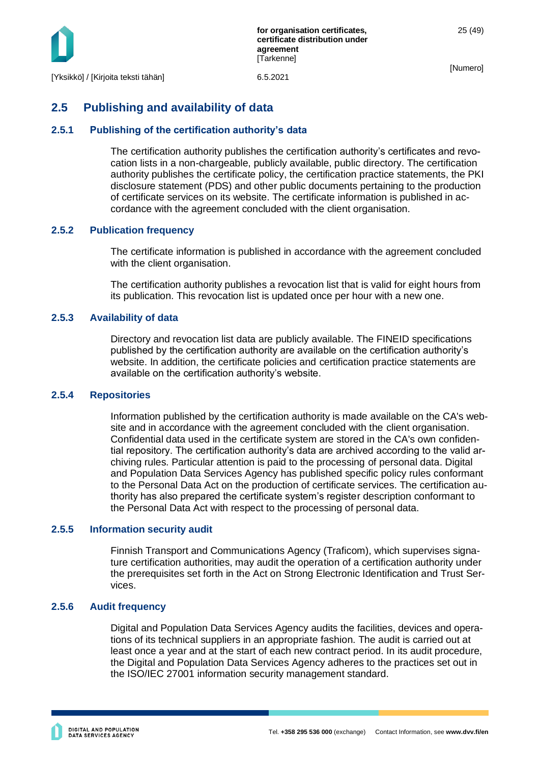## 2.5 Publishing and availability of data

### 2.5.1 Publishing of the certification authority's data

The certification authority publishes the certification authority's certificates and revocation lists in a non-chargeable, publicly available, public directory. The certification authority publishes the certificate policy, the certification practice statements, the PKI disclosure statement (PDS) and other public documents pertaining to the production of certificate services on its website. The certificate information is published in accordance with the agreement concluded with the client organisation.

### 2.5.2 Publication frequency

The certificate information is published in accordance with the agreement concluded with the client organisation.

The certification authority publishes a revocation list that is valid for eight hours from its publication. This revocation list is updated once per hour with a new one.

### 2.5.3 Availability of data

Directory and revocation list data are publicly available. The FINEID specifications published by the certification authority are available on the certification authority's website. In addition, the certificate policies and certification practice statements are available on the certification authority's website.

### 2.5.4 Repositories

Information published by the certification authority is made available on the CA's website and in accordance with the agreement concluded with the client organisation. Confidential data used in the certificate system are stored in the CA's own confidential repository. The certification authority's data are archived according to the valid archiving rules. Particular attention is paid to the processing of personal data. Digital and Population Data Services Agency has published specific policy rules conformant to the Personal Data Act on the production of certificate services. The certification authority has also prepared the certificate system's register description conformant to the Personal Data Act with respect to the processing of personal data.

### 2.5.5 Information security audit

Finnish Transport and Communications Agency (Traficom), which supervises signature certification authorities, may audit the operation of a certification authority under the prerequisites set forth in the Act on Strong Electronic Identification and Trust Services.

### 2.5.6 Audit frequency

Digital and Population Data Services Agency audits the facilities, devices and operations of its technical suppliers in an appropriate fashion. The audit is carried out at least once a year and at the start of each new contract period. In its audit procedure, the Digital and Population Data Services Agency adheres to the practices set out in the ISO/IEC 27001 information security management standard.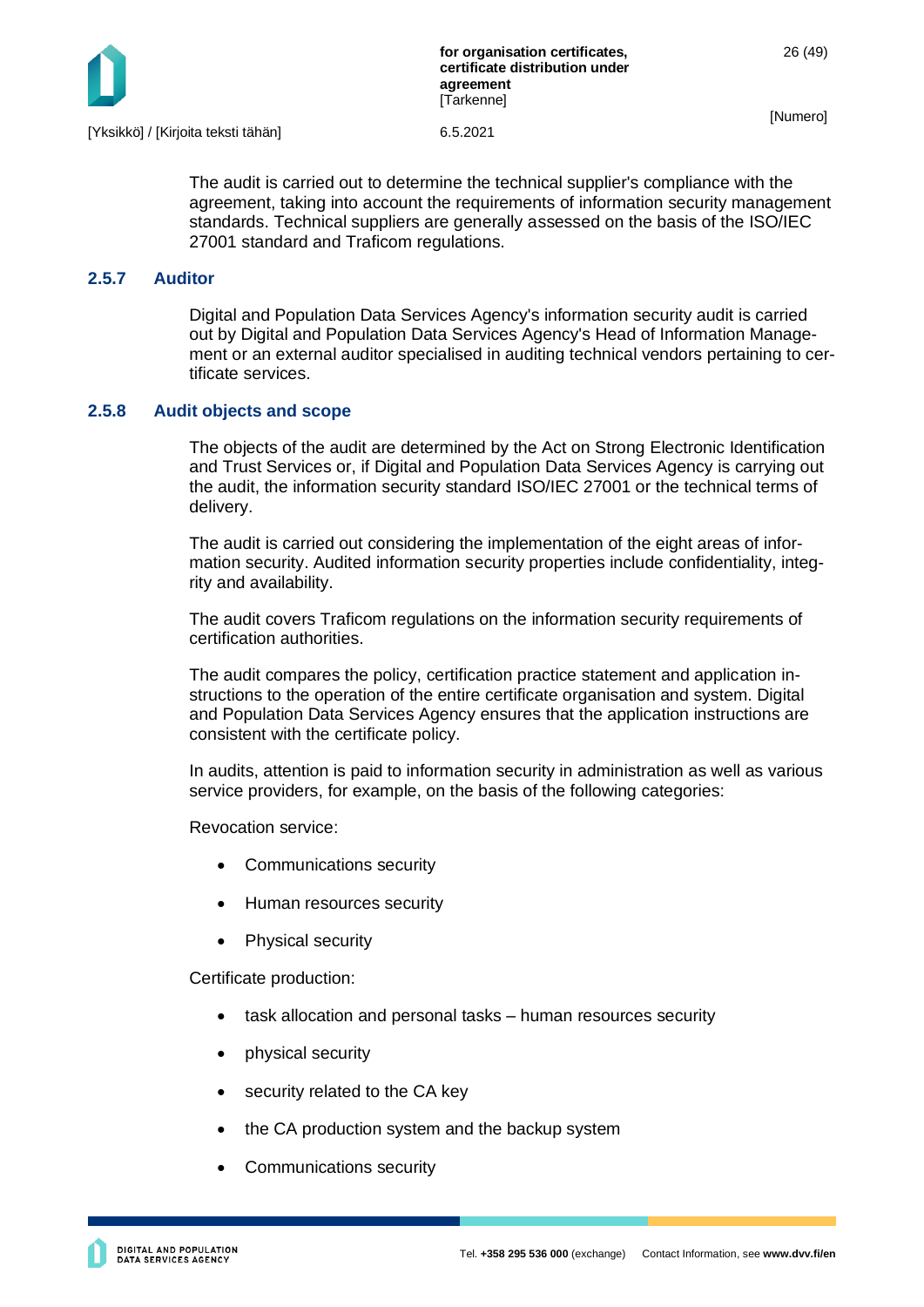The audit is carried out to determine the technical supplier's compliance with the agreement, taking into account the requirements of information security management standards. Technical suppliers are generally assessed on the basis of the ISO/IEC 27001 standard and Traficom regulations.

### 2.5.7 Auditor

Digital and Population Data Services Agency's information security audit is carried out by Digital and Population Data Services Agency's Head of Information Management or an external auditor specialised in auditing technical vendors pertaining to certificate services.

### 2.5.8 Audit objects and scope

The objects of the audit are determined by the Act on Strong Electronic Identification and Trust Services or, if Digital and Population Data Services Agency is carrying out the audit, the information security standard ISO/IEC 27001 or the technical terms of delivery.

The audit is carried out considering the implementation of the eight areas of information security. Audited information security properties include confidentiality, integrity and availability.

The audit covers Traficom regulations on the information security requirements of certification authorities.

The audit compares the policy, certification practice statement and application instructions to the operation of the entire certificate organisation and system. Digital and Population Data Services Agency ensures that the application instructions are consistent with the certificate policy.

In audits, attention is paid to information security in administration as well as various service providers, for example, on the basis of the following categories:

Revocation service:

- Communications security
- Human resources security
- Physical security

Certificate production:

- task allocation and personal tasks – human resources security
- physical security
- security related to the CA key
- the CA production system and the backup system
- Communications security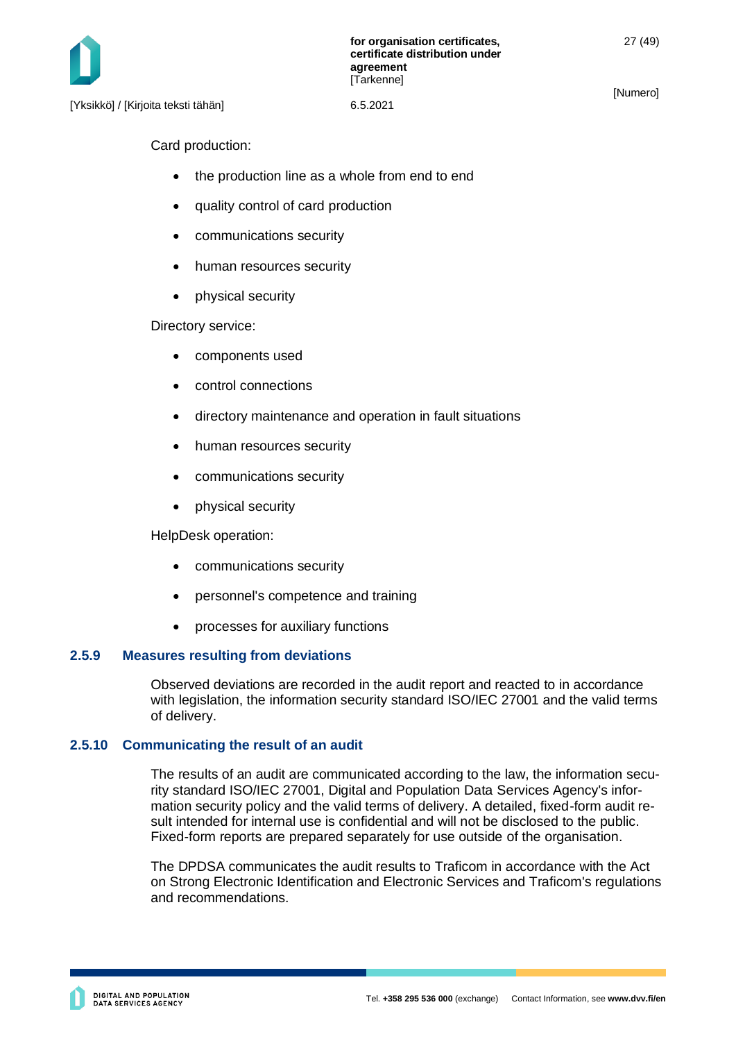Card production:

- the production line as a whole from end to end
- quality control of card production
- communications security
- human resources security
- physical security

Directory service:

- components used
- control connections
- directory maintenance and operation in fault situations
- human resources security
- communications security
- physical security

HelpDesk operation:

- communications security
- personnel's competence and training
- processes for auxiliary functions

### 2.5.9 Measures resulting from deviations

Observed deviations are recorded in the audit report and reacted to in accordance with legislation, the information security standard ISO/IEC 27001 and the valid terms of delivery.

### 2.5.10 Communicating the result of an audit

The results of an audit are communicated according to the law, the information security standard ISO/IEC 27001, Digital and Population Data Services Agency's information security policy and the valid terms of delivery. A detailed, fixed-form audit result intended for internal use is confidential and will not be disclosed to the public. Fixed-form reports are prepared separately for use outside of the organisation.

The DPDSA communicates the audit results to Traficom in accordance with the Act on Strong Electronic Identification and Electronic Services and Traficom's regulations and recommendations.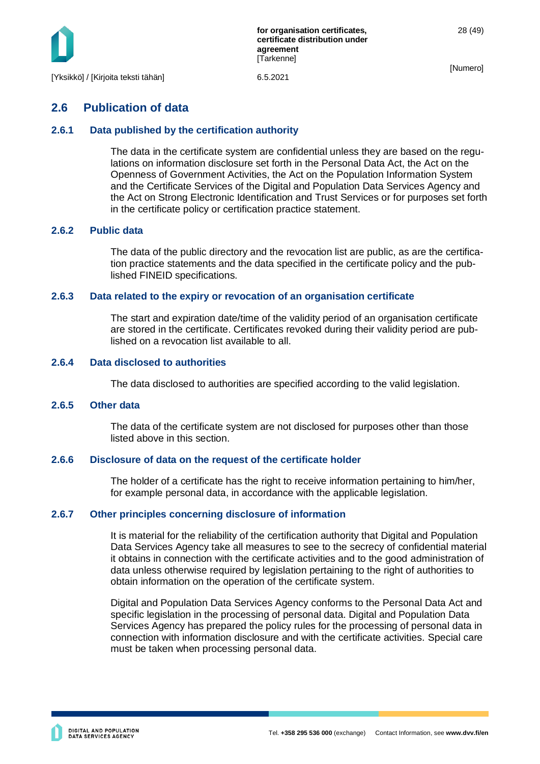## 2.6 Publication of data

### 2.6.1 Data published by the certification authority

The data in the certificate system are confidential unless they are based on the regulations on information disclosure set forth in the Personal Data Act, the Act on the Openness of Government Activities, the Act on the Population Information System and the Certificate Services of the Digital and Population Data Services Agency and the Act on Strong Electronic Identification and Trust Services or for purposes set forth in the certificate policy or certification practice statement.

### 2.6.2 Public data

The data of the public directory and the revocation list are public, as are the certification practice statements and the data specified in the certificate policy and the published FINEID specifications.

### 2.6.3 Data related to the expiry or revocation of an organisation certificate

The start and expiration date/time of the validity period of an organisation certificate are stored in the certificate. Certificates revoked during their validity period are published on a revocation list available to all.

### 2.6.4 Data disclosed to authorities

The data disclosed to authorities are specified according to the valid legislation.

### 2.6.5 Other data

The data of the certificate system are not disclosed for purposes other than those listed above in this section.

### 2.6.6 Disclosure of data on the request of the certificate holder

The holder of a certificate has the right to receive information pertaining to him/her, for example personal data, in accordance with the applicable legislation.

### 2.6.7 Other principles concerning disclosure of information

It is material for the reliability of the certification authority that Digital and Population Data Services Agency take all measures to see to the secrecy of confidential material it obtains in connection with the certificate activities and to the good administration of data unless otherwise required by legislation pertaining to the right of authorities to obtain information on the operation of the certificate system.

Digital and Population Data Services Agency conforms to the Personal Data Act and specific legislation in the processing of personal data. Digital and Population Data Services Agency has prepared the policy rules for the processing of personal data in connection with information disclosure and with the certificate activities. Special care must be taken when processing personal data.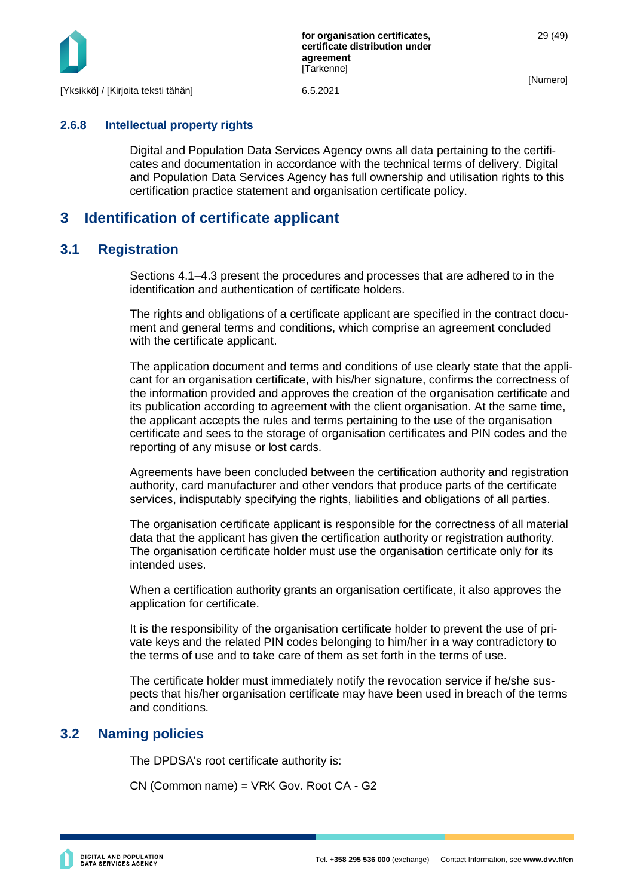### 2.6.8 Intellectual property rights

Digital and Population Data Services Agency owns all data pertaining to the certificates and documentation in accordance with the technical terms of delivery. Digital and Population Data Services Agency has full ownership and utilisation rights to this certification practice statement and organisation certificate policy.

# 3 Identification of certificate applicant

## 3.1 Registration

Sections 4.1–4.3 present the procedures and processes that are adhered to in the identification and authentication of certificate holders.

The rights and obligations of a certificate applicant are specified in the contract document and general terms and conditions, which comprise an agreement concluded with the certificate applicant.

The application document and terms and conditions of use clearly state that the applicant for an organisation certificate, with his/her signature, confirms the correctness of the information provided and approves the creation of the organisation certificate and its publication according to agreement with the client organisation. At the same time, the applicant accepts the rules and terms pertaining to the use of the organisation certificate and sees to the storage of organisation certificates and PIN codes and the reporting of any misuse or lost cards.

Agreements have been concluded between the certification authority and registration authority, card manufacturer and other vendors that produce parts of the certificate services, indisputably specifying the rights, liabilities and obligations of all parties.

The organisation certificate applicant is responsible for the correctness of all material data that the applicant has given the certification authority or registration authority. The organisation certificate holder must use the organisation certificate only for its intended uses.

When a certification authority grants an organisation certificate, it also approves the application for certificate.

It is the responsibility of the organisation certificate holder to prevent the use of private keys and the related PIN codes belonging to him/her in a way contradictory to the terms of use and to take care of them as set forth in the terms of use.

The certificate holder must immediately notify the revocation service if he/she suspects that his/her organisation certificate may have been used in breach of the terms and conditions.

## 3.2 Naming policies

The DPDSA's root certificate authority is:

CN (Common name) = VRK Gov. Root CA - G2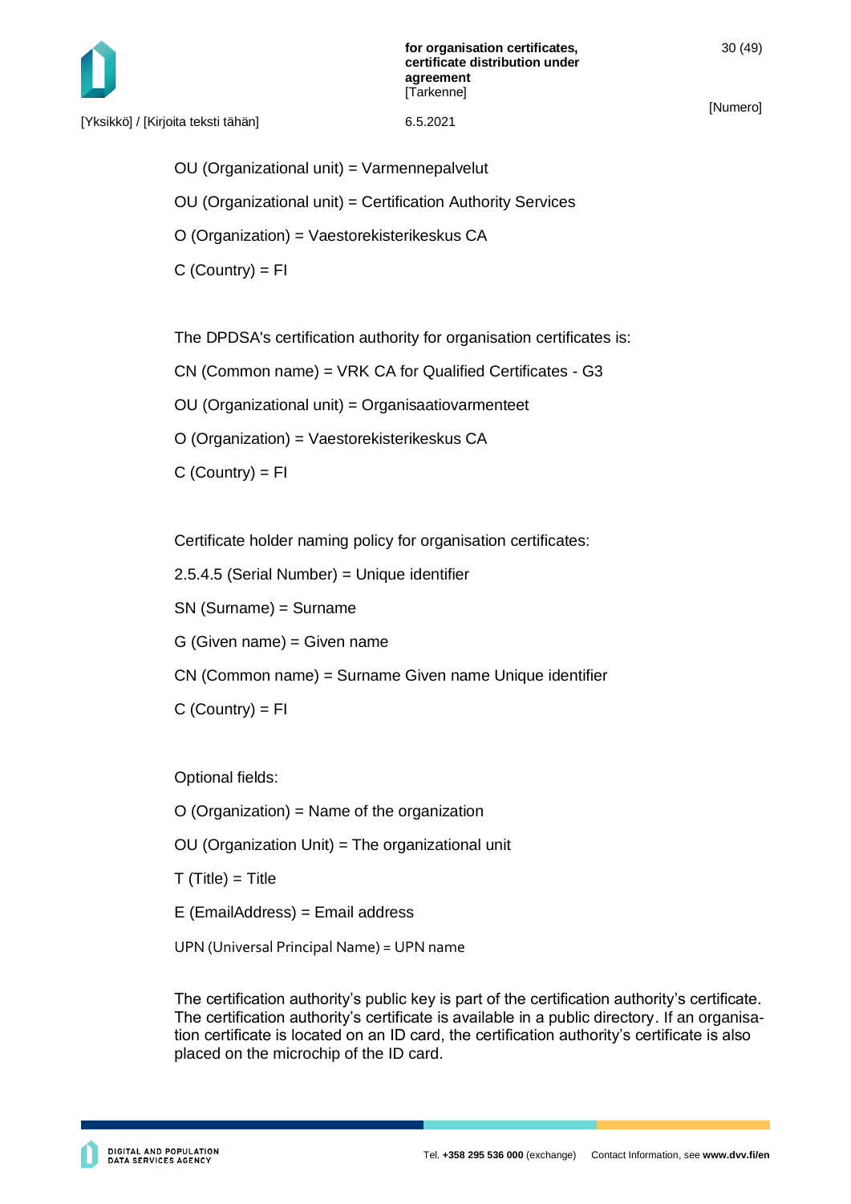OU (Organizational unit) = Varmennepalvelut

OU (Organizational unit) = Certification Authority Services

O (Organization) = Vaestorekisterikeskus CA

C (Country) = FI

The DPDSA's certification authority for organisation certificates is:

CN (Common name) = VRK CA for Qualified Certificates - G3

OU (Organizational unit) = Organisaatiovarmenteet

O (Organization) = Vaestorekisterikeskus CA

C (Country) = FI

Certificate holder naming policy for organisation certificates:

2.5.4.5 (Serial Number) = Unique identifier

SN (Surname) = Surname

G (Given name) = Given name

CN (Common name) = Surname Given name Unique identifier

C (Country) = FI

Optional fields:

O (Organization) = Name of the organization

OU (Organization Unit) = The organizational unit

T (Title) = Title

E (EmailAddress) = Email address

UPN (Universal Principal Name) = UPN name

The certification authority's public key is part of the certification authority's certificate. The certification authority's certificate is available in a public directory. If an organisation certificate is located on an ID card, the certification authority's certificate is also placed on the microchip of the ID card.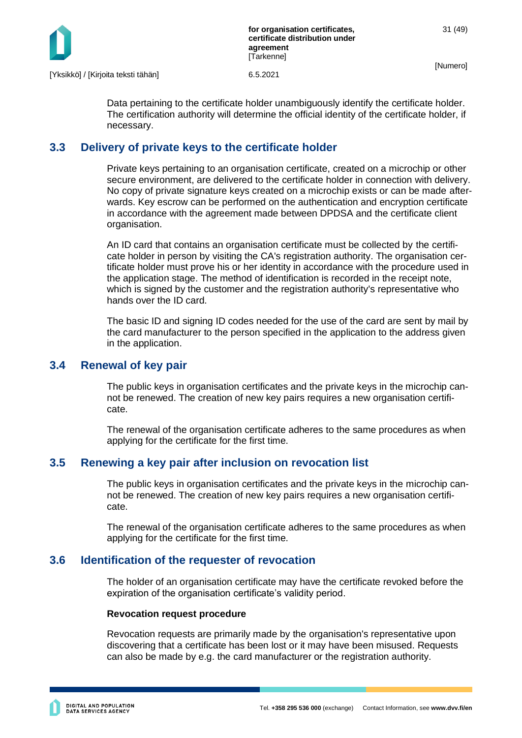Data pertaining to the certificate holder unambiguously identify the certificate holder. The certification authority will determine the official identity of the certificate holder, if necessary.

## 3.3 Delivery of private keys to the certificate holder

Private keys pertaining to an organisation certificate, created on a microchip or other secure environment, are delivered to the certificate holder in connection with delivery. No copy of private signature keys created on a microchip exists or can be made afterwards. Key escrow can be performed on the authentication and encryption certificate in accordance with the agreement made between DPDSA and the certificate client organisation.

An ID card that contains an organisation certificate must be collected by the certificate holder in person by visiting the CA's registration authority. The organisation certificate holder must prove his or her identity in accordance with the procedure used in the application stage. The method of identification is recorded in the receipt note, which is signed by the customer and the registration authority's representative who hands over the ID card.

The basic ID and signing ID codes needed for the use of the card are sent by mail by the card manufacturer to the person specified in the application to the address given in the application.

## 3.4 Renewal of key pair

The public keys in organisation certificates and the private keys in the microchip cannot be renewed. The creation of new key pairs requires a new organisation certificate.

The renewal of the organisation certificate adheres to the same procedures as when applying for the certificate for the first time.

## 3.5 Renewing a key pair after inclusion on revocation list

The public keys in organisation certificates and the private keys in the microchip cannot be renewed. The creation of new key pairs requires a new organisation certificate.

The renewal of the organisation certificate adheres to the same procedures as when applying for the certificate for the first time.

## 3.6 Identification of the requester of revocation

The holder of an organisation certificate may have the certificate revoked before the expiration of the organisation certificate's validity period.

**Revocation request procedure**

Revocation requests are primarily made by the organisation's representative upon discovering that a certificate has been lost or it may have been misused. Requests can also be made by e.g. the card manufacturer or the registration authority.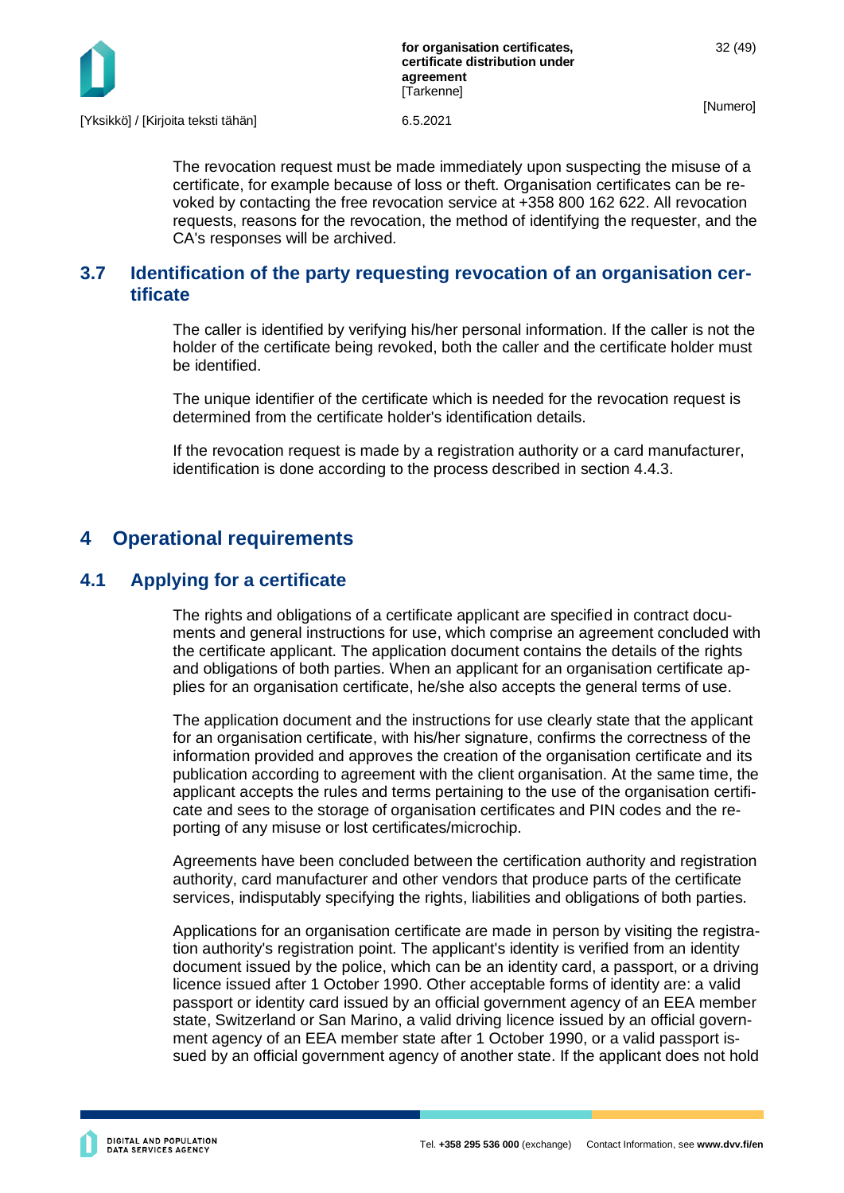The revocation request must be made immediately upon suspecting the misuse of a certificate, for example because of loss or theft. Organisation certificates can be revoked by contacting the free revocation service at +358 800 162 622. All revocation requests, reasons for the revocation, the method of identifying the requester, and the CA's responses will be archived.

## 3.7 Identification of the party requesting revocation of an organisation certificate

The caller is identified by verifying his/her personal information. If the caller is not the holder of the certificate being revoked, both the caller and the certificate holder must be identified.

The unique identifier of the certificate which is needed for the revocation request is determined from the certificate holder's identification details.

If the revocation request is made by a registration authority or a card manufacturer, identification is done according to the process described in section 4.4.3.

# 4 Operational requirements

## 4.1 Applying for a certificate

The rights and obligations of a certificate applicant are specified in contract documents and general instructions for use, which comprise an agreement concluded with the certificate applicant. The application document contains the details of the rights and obligations of both parties. When an applicant for an organisation certificate applies for an organisation certificate, he/she also accepts the general terms of use.

The application document and the instructions for use clearly state that the applicant for an organisation certificate, with his/her signature, confirms the correctness of the information provided and approves the creation of the organisation certificate and its publication according to agreement with the client organisation. At the same time, the applicant accepts the rules and terms pertaining to the use of the organisation certificate and sees to the storage of organisation certificates and PIN codes and the reporting of any misuse or lost certificates/microchip.

Agreements have been concluded between the certification authority and registration authority, card manufacturer and other vendors that produce parts of the certificate services, indisputably specifying the rights, liabilities and obligations of both parties.

Applications for an organisation certificate are made in person by visiting the registration authority's registration point. The applicant's identity is verified from an identity document issued by the police, which can be an identity card, a passport, or a driving licence issued after 1 October 1990. Other acceptable forms of identity are: a valid passport or identity card issued by an official government agency of an EEA member state, Switzerland or San Marino, a valid driving licence issued by an official government agency of an EEA member state after 1 October 1990, or a valid passport issued by an official government agency of another state. If the applicant does not hold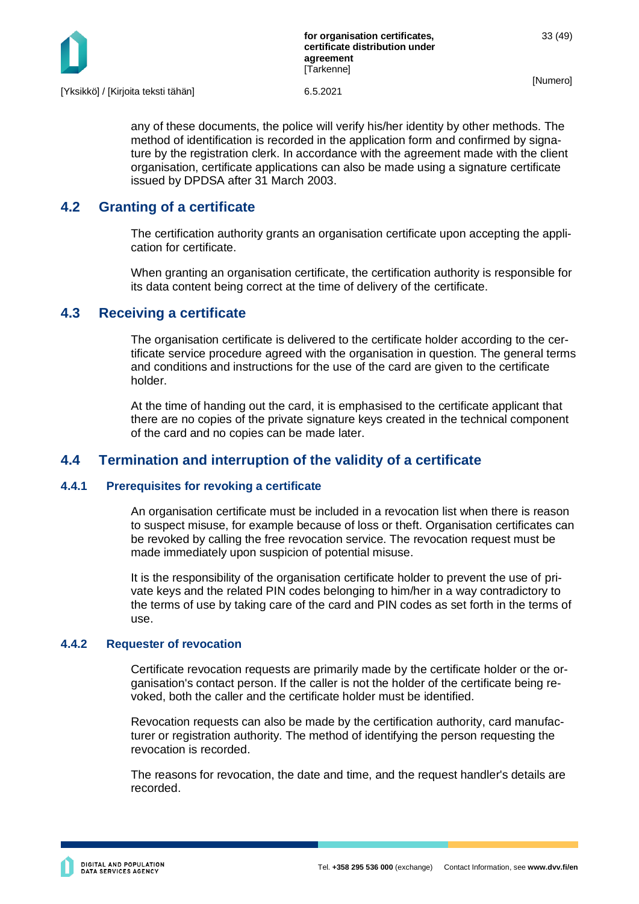any of these documents, the police will verify his/her identity by other methods. The method of identification is recorded in the application form and confirmed by signature by the registration clerk. In accordance with the agreement made with the client organisation, certificate applications can also be made using a signature certificate issued by DPDSA after 31 March 2003.

## 4.2 Granting of a certificate

The certification authority grants an organisation certificate upon accepting the application for certificate.

When granting an organisation certificate, the certification authority is responsible for its data content being correct at the time of delivery of the certificate.

## 4.3 Receiving a certificate

The organisation certificate is delivered to the certificate holder according to the certificate service procedure agreed with the organisation in question. The general terms and conditions and instructions for the use of the card are given to the certificate holder.

At the time of handing out the card, it is emphasised to the certificate applicant that there are no copies of the private signature keys created in the technical component of the card and no copies can be made later.

## 4.4 Termination and interruption of the validity of a certificate

### 4.4.1 Prerequisites for revoking a certificate

An organisation certificate must be included in a revocation list when there is reason to suspect misuse, for example because of loss or theft. Organisation certificates can be revoked by calling the free revocation service. The revocation request must be made immediately upon suspicion of potential misuse.

It is the responsibility of the organisation certificate holder to prevent the use of private keys and the related PIN codes belonging to him/her in a way contradictory to the terms of use by taking care of the card and PIN codes as set forth in the terms of use.

### 4.4.2 Requester of revocation

Certificate revocation requests are primarily made by the certificate holder or the organisation's contact person. If the caller is not the holder of the certificate being revoked, both the caller and the certificate holder must be identified.

Revocation requests can also be made by the certification authority, card manufacturer or registration authority. The method of identifying the person requesting the revocation is recorded.

The reasons for revocation, the date and time, and the request handler's details are recorded.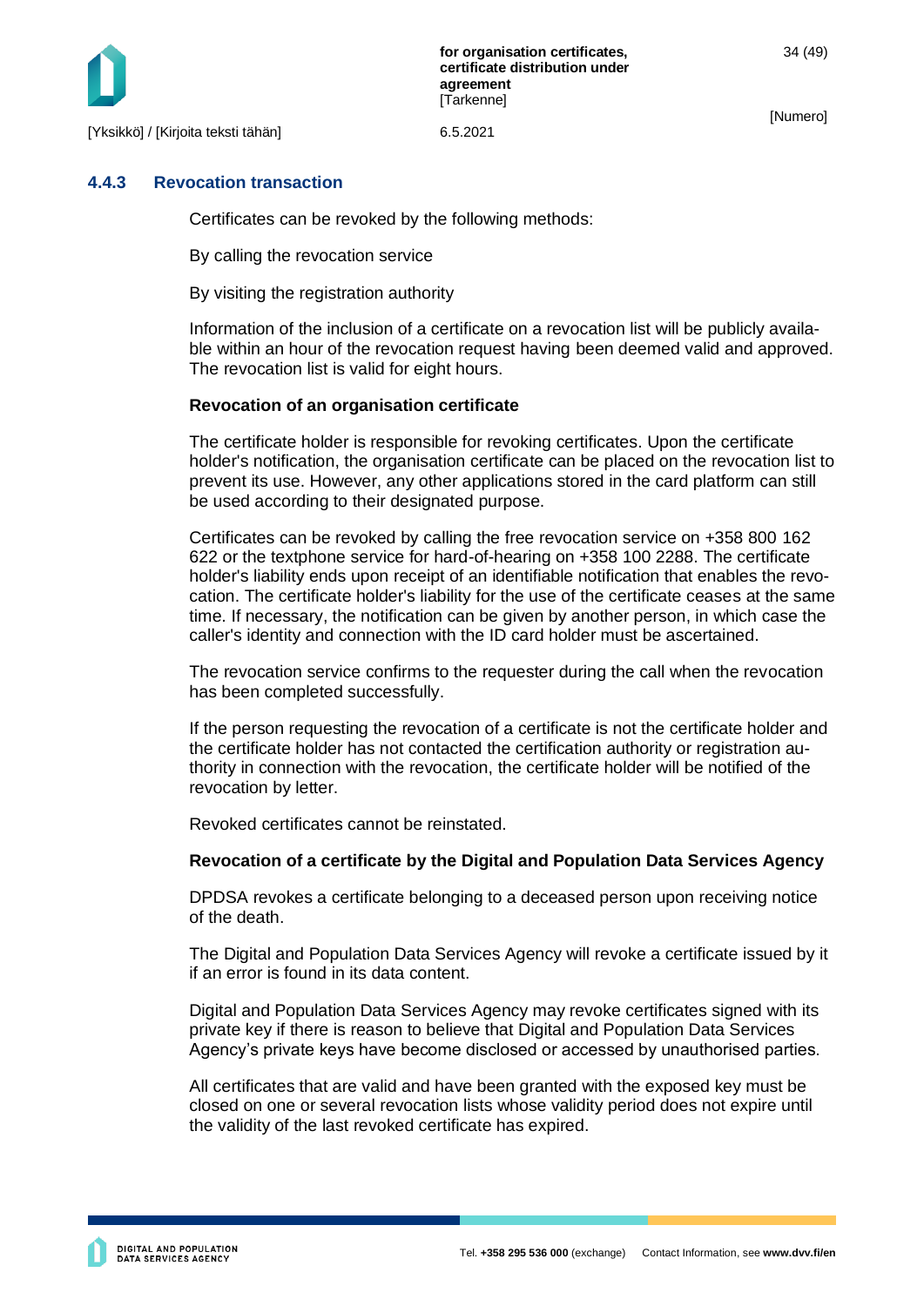### 4.4.3 Revocation transaction

Certificates can be revoked by the following methods:

By calling the revocation service

By visiting the registration authority

Information of the inclusion of a certificate on a revocation list will be publicly available within an hour of the revocation request having been deemed valid and approved. The revocation list is valid for eight hours.

**Revocation of an organisation certificate**

The certificate holder is responsible for revoking certificates. Upon the certificate holder's notification, the organisation certificate can be placed on the revocation list to prevent its use. However, any other applications stored in the card platform can still be used according to their designated purpose.

Certificates can be revoked by calling the free revocation service on +358 800 162 622 or the textphone service for hard-of-hearing on +358 100 2288. The certificate holder's liability ends upon receipt of an identifiable notification that enables the revocation. The certificate holder's liability for the use of the certificate ceases at the same time. If necessary, the notification can be given by another person, in which case the caller's identity and connection with the ID card holder must be ascertained.

The revocation service confirms to the requester during the call when the revocation has been completed successfully.

If the person requesting the revocation of a certificate is not the certificate holder and the certificate holder has not contacted the certification authority or registration authority in connection with the revocation, the certificate holder will be notified of the revocation by letter.

Revoked certificates cannot be reinstated.

**Revocation of a certificate by the Digital and Population Data Services Agency**

DPDSA revokes a certificate belonging to a deceased person upon receiving notice of the death.

The Digital and Population Data Services Agency will revoke a certificate issued by it if an error is found in its data content.

Digital and Population Data Services Agency may revoke certificates signed with its private key if there is reason to believe that Digital and Population Data Services Agency's private keys have become disclosed or accessed by unauthorised parties.

All certificates that are valid and have been granted with the exposed key must be closed on one or several revocation lists whose validity period does not expire until the validity of the last revoked certificate has expired.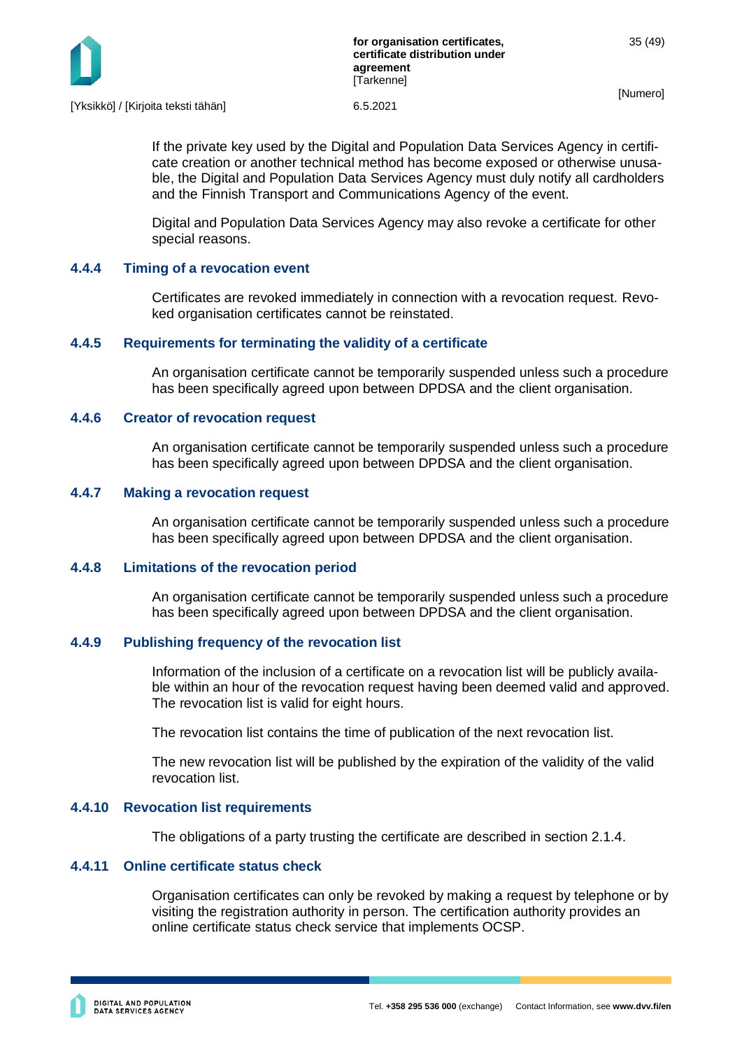If the private key used by the Digital and Population Data Services Agency in certificate creation or another technical method has become exposed or otherwise unusable, the Digital and Population Data Services Agency must duly notify all cardholders and the Finnish Transport and Communications Agency of the event.

Digital and Population Data Services Agency may also revoke a certificate for other special reasons.

### 4.4.4 Timing of a revocation event

Certificates are revoked immediately in connection with a revocation request. Revoked organisation certificates cannot be reinstated.

### 4.4.5 Requirements for terminating the validity of a certificate

An organisation certificate cannot be temporarily suspended unless such a procedure has been specifically agreed upon between DPDSA and the client organisation.

### 4.4.6 Creator of revocation request

An organisation certificate cannot be temporarily suspended unless such a procedure has been specifically agreed upon between DPDSA and the client organisation.

### 4.4.7 Making a revocation request

An organisation certificate cannot be temporarily suspended unless such a procedure has been specifically agreed upon between DPDSA and the client organisation.

### 4.4.8 Limitations of the revocation period

An organisation certificate cannot be temporarily suspended unless such a procedure has been specifically agreed upon between DPDSA and the client organisation.

### 4.4.9 Publishing frequency of the revocation list

Information of the inclusion of a certificate on a revocation list will be publicly available within an hour of the revocation request having been deemed valid and approved. The revocation list is valid for eight hours.

The revocation list contains the time of publication of the next revocation list.

The new revocation list will be published by the expiration of the validity of the valid revocation list.

### 4.4.10 Revocation list requirements

The obligations of a party trusting the certificate are described in section 2.1.4.

### 4.4.11 Online certificate status check

Organisation certificates can only be revoked by making a request by telephone or by visiting the registration authority in person. The certification authority provides an online certificate status check service that implements OCSP.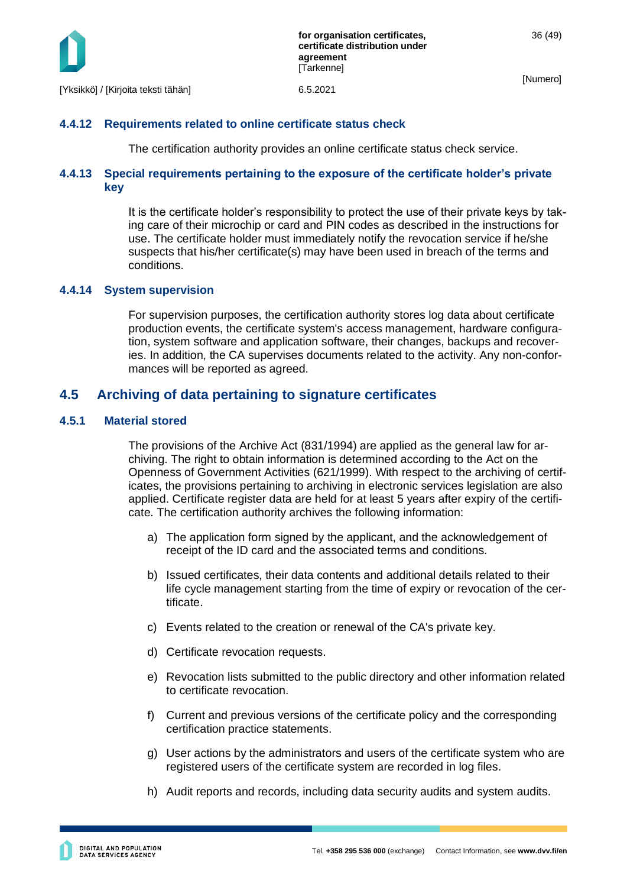#### 4.4.12 Requirements related to online certificate status check

The certification authority provides an online certificate status check service.

#### 4.4.13 Special requirements pertaining to the exposure of the certificate holder's private key

It is the certificate holder's responsibility to protect the use of their private keys by taking care of their microchip or card and PIN codes as described in the instructions for use. The certificate holder must immediately notify the revocation service if he/she suspects that his/her certificate(s) may have been used in breach of the terms and conditions.

#### 4.4.14 System supervision

For supervision purposes, the certification authority stores log data about certificate production events, the certificate system's access management, hardware configuration, system software and application software, their changes, backups and recoveries. In addition, the CA supervises documents related to the activity. Any non-conformances will be reported as agreed.

### 4.5 Archiving of data pertaining to signature certificates

#### 4.5.1 Material stored

The provisions of the Archive Act (831/1994) are applied as the general law for archiving. The right to obtain information is determined according to the Act on the Openness of Government Activities (621/1999). With respect to the archiving of certificates, the provisions pertaining to archiving in electronic services legislation are also applied. Certificate register data are held for at least 5 years after expiry of the certificate. The certification authority archives the following information:

a) The application form signed by the applicant, and the acknowledgement of receipt of the ID card and the associated terms and conditions.

b) Issued certificates, their data contents and additional details related to their life cycle management starting from the time of expiry or revocation of the certificate.

c) Events related to the creation or renewal of the CA's private key.

d) Certificate revocation requests.

e) Revocation lists submitted to the public directory and other information related to certificate revocation.

f) Current and previous versions of the certificate policy and the corresponding certification practice statements.

g) User actions by the administrators and users of the certificate system who are registered users of the certificate system are recorded in log files.

h) Audit reports and records, including data security audits and system audits.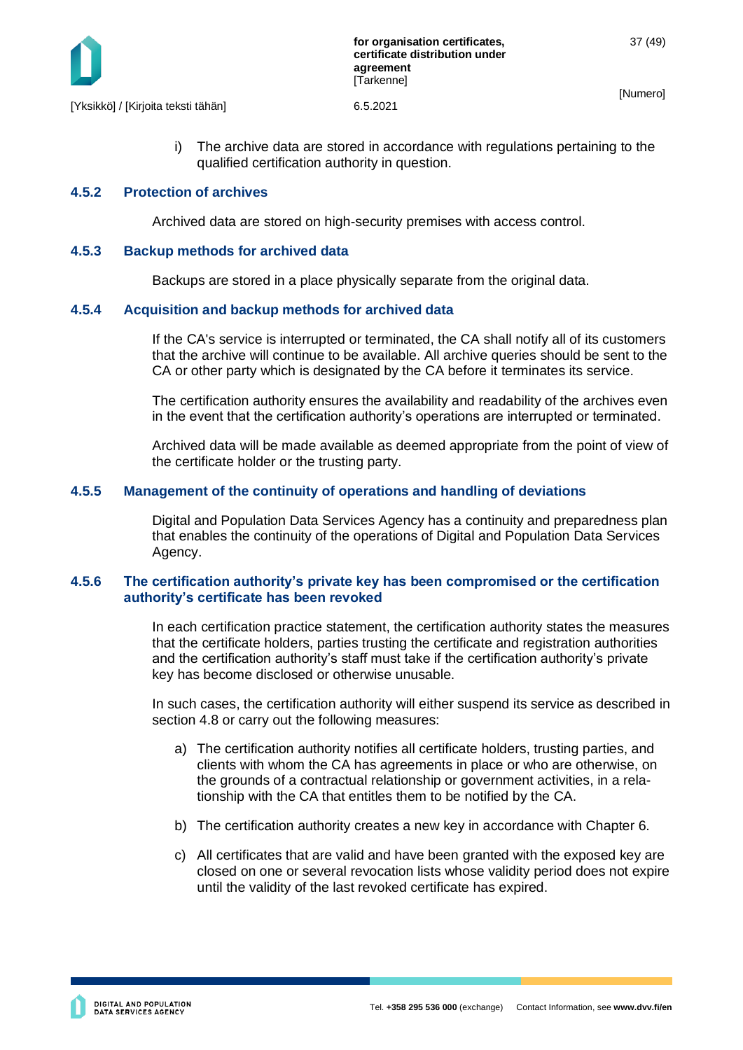i) The archive data are stored in accordance with regulations pertaining to the qualified certification authority in question.

### 4.5.2 Protection of archives

Archived data are stored on high-security premises with access control.

### 4.5.3 Backup methods for archived data

Backups are stored in a place physically separate from the original data.

### 4.5.4 Acquisition and backup methods for archived data

If the CA's service is interrupted or terminated, the CA shall notify all of its customers that the archive will continue to be available. All archive queries should be sent to the CA or other party which is designated by the CA before it terminates its service.

The certification authority ensures the availability and readability of the archives even in the event that the certification authority's operations are interrupted or terminated.

Archived data will be made available as deemed appropriate from the point of view of the certificate holder or the trusting party.

### 4.5.5 Management of the continuity of operations and handling of deviations

Digital and Population Data Services Agency has a continuity and preparedness plan that enables the continuity of the operations of Digital and Population Data Services Agency.

### 4.5.6 The certification authority's private key has been compromised or the certification authority's certificate has been revoked

In each certification practice statement, the certification authority states the measures that the certificate holders, parties trusting the certificate and registration authorities and the certification authority's staff must take if the certification authority's private key has become disclosed or otherwise unusable.

In such cases, the certification authority will either suspend its service as described in section 4.8 or carry out the following measures:

a) The certification authority notifies all certificate holders, trusting parties, and clients with whom the CA has agreements in place or who are otherwise, on the grounds of a contractual relationship or government activities, in a relationship with the CA that entitles them to be notified by the CA.

b) The certification authority creates a new key in accordance with Chapter 6.

c) All certificates that are valid and have been granted with the exposed key are closed on one or several revocation lists whose validity period does not expire until the validity of the last revoked certificate has expired.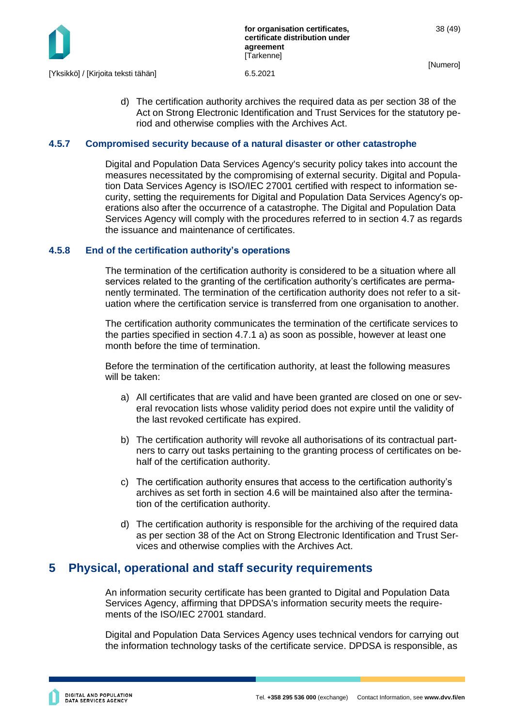d) The certification authority archives the required data as per section 38 of the Act on Strong Electronic Identification and Trust Services for the statutory period and otherwise complies with the Archives Act.

### 4.5.7 Compromised security because of a natural disaster or other catastrophe

Digital and Population Data Services Agency's security policy takes into account the measures necessitated by the compromising of external security. Digital and Population Data Services Agency is ISO/IEC 27001 certified with respect to information security, setting the requirements for Digital and Population Data Services Agency's operations also after the occurrence of a catastrophe. The Digital and Population Data Services Agency will comply with the procedures referred to in section 4.7 as regards the issuance and maintenance of certificates.

### 4.5.8 End of the certification authority's operations

The termination of the certification authority is considered to be a situation where all services related to the granting of the certification authority's certificates are permanently terminated. The termination of the certification authority does not refer to a situation where the certification service is transferred from one organisation to another.

The certification authority communicates the termination of the certificate services to the parties specified in section 4.7.1 a) as soon as possible, however at least one month before the time of termination.

Before the termination of the certification authority, at least the following measures will be taken:

a) All certificates that are valid and have been granted are closed on one or several revocation lists whose validity period does not expire until the validity of the last revoked certificate has expired.

b) The certification authority will revoke all authorisations of its contractual partners to carry out tasks pertaining to the granting process of certificates on behalf of the certification authority.

c) The certification authority ensures that access to the certification authority's archives as set forth in section 4.6 will be maintained also after the termination of the certification authority.

d) The certification authority is responsible for the archiving of the required data as per section 38 of the Act on Strong Electronic Identification and Trust Services and otherwise complies with the Archives Act.

# 5 Physical, operational and staff security requirements

An information security certificate has been granted to Digital and Population Data Services Agency, affirming that DPDSA's information security meets the requirements of the ISO/IEC 27001 standard.

Digital and Population Data Services Agency uses technical vendors for carrying out the information technology tasks of the certificate service. DPDSA is responsible, as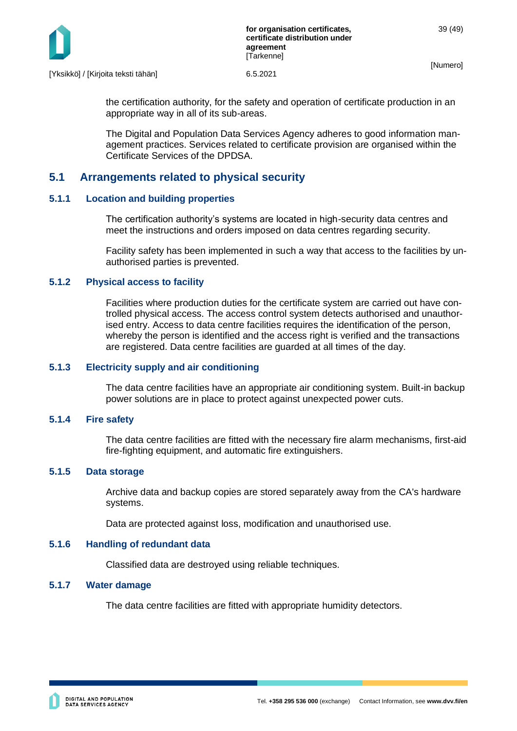the certification authority, for the safety and operation of certificate production in an appropriate way in all of its sub-areas.

The Digital and Population Data Services Agency adheres to good information management practices. Services related to certificate provision are organised within the Certificate Services of the DPDSA.

## 5.1 Arrangements related to physical security

### 5.1.1 Location and building properties

The certification authority's systems are located in high-security data centres and meet the instructions and orders imposed on data centres regarding security.

Facility safety has been implemented in such a way that access to the facilities by unauthorised parties is prevented.

### 5.1.2 Physical access to facility

Facilities where production duties for the certificate system are carried out have controlled physical access. The access control system detects authorised and unauthorised entry. Access to data centre facilities requires the identification of the person, whereby the person is identified and the access right is verified and the transactions are registered. Data centre facilities are guarded at all times of the day.

### 5.1.3 Electricity supply and air conditioning

The data centre facilities have an appropriate air conditioning system. Built-in backup power solutions are in place to protect against unexpected power cuts.

### 5.1.4 Fire safety

The data centre facilities are fitted with the necessary fire alarm mechanisms, first-aid fire-fighting equipment, and automatic fire extinguishers.

### 5.1.5 Data storage

Archive data and backup copies are stored separately away from the CA's hardware systems.

Data are protected against loss, modification and unauthorised use.

### 5.1.6 Handling of redundant data

Classified data are destroyed using reliable techniques.

### 5.1.7 Water damage

The data centre facilities are fitted with appropriate humidity detectors.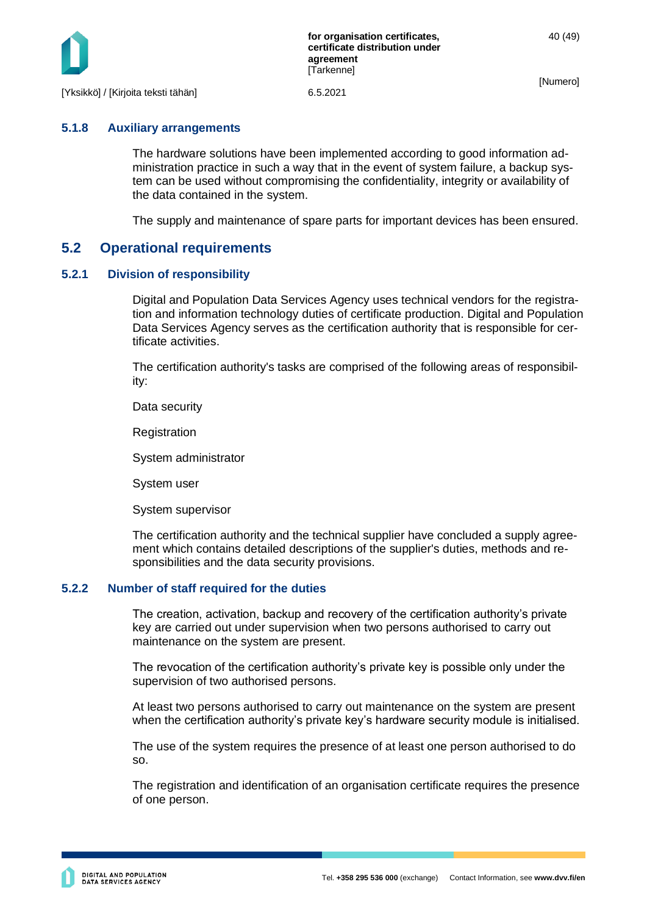### 5.1.8 Auxiliary arrangements

The hardware solutions have been implemented according to good information administration practice in such a way that in the event of system failure, a backup system can be used without compromising the confidentiality, integrity or availability of the data contained in the system.

The supply and maintenance of spare parts for important devices has been ensured.

## 5.2 Operational requirements

### 5.2.1 Division of responsibility

Digital and Population Data Services Agency uses technical vendors for the registration and information technology duties of certificate production. Digital and Population Data Services Agency serves as the certification authority that is responsible for certificate activities.

The certification authority's tasks are comprised of the following areas of responsibility:

Data security

Registration

System administrator

System user

System supervisor

The certification authority and the technical supplier have concluded a supply agreement which contains detailed descriptions of the supplier's duties, methods and responsibilities and the data security provisions.

### 5.2.2 Number of staff required for the duties

The creation, activation, backup and recovery of the certification authority's private key are carried out under supervision when two persons authorised to carry out maintenance on the system are present.

The revocation of the certification authority's private key is possible only under the supervision of two authorised persons.

At least two persons authorised to carry out maintenance on the system are present when the certification authority's private key's hardware security module is initialised.

The use of the system requires the presence of at least one person authorised to do so.

The registration and identification of an organisation certificate requires the presence of one person.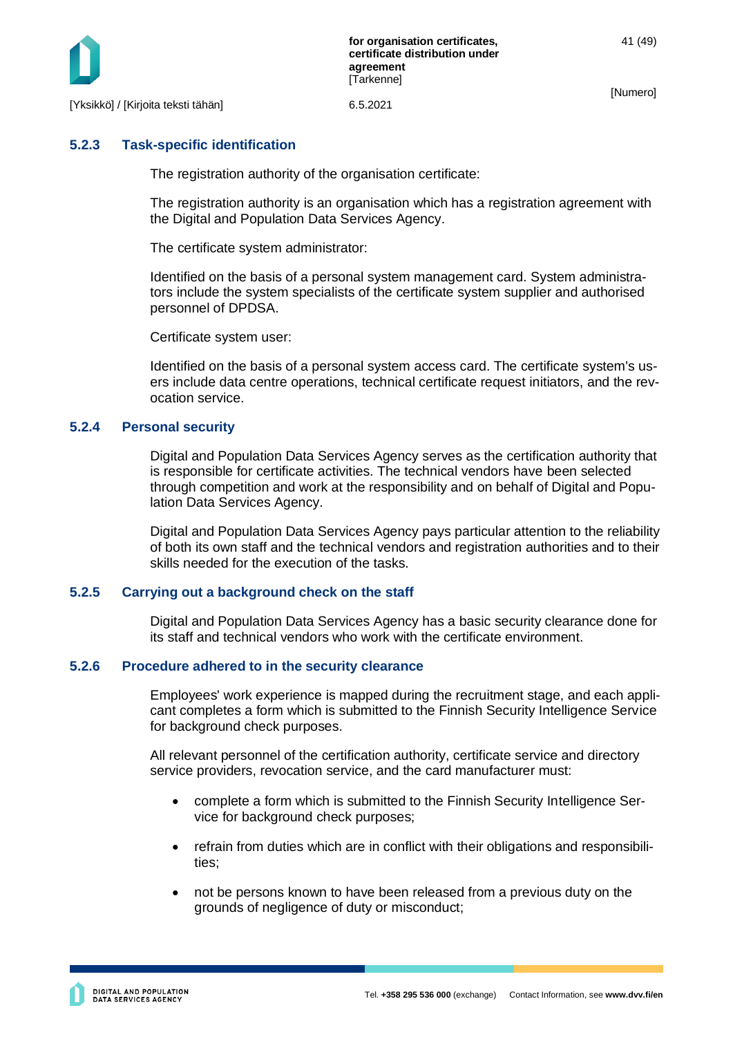### 5.2.3 Task-specific identification

The registration authority of the organisation certificate:

The registration authority is an organisation which has a registration agreement with the Digital and Population Data Services Agency.

The certificate system administrator:

Identified on the basis of a personal system management card. System administrators include the system specialists of the certificate system supplier and authorised personnel of DPDSA.

Certificate system user:

Identified on the basis of a personal system access card. The certificate system's users include data centre operations, technical certificate request initiators, and the revocation service.

### 5.2.4 Personal security

Digital and Population Data Services Agency serves as the certification authority that is responsible for certificate activities. The technical vendors have been selected through competition and work at the responsibility and on behalf of Digital and Population Data Services Agency.

Digital and Population Data Services Agency pays particular attention to the reliability of both its own staff and the technical vendors and registration authorities and to their skills needed for the execution of the tasks.

### 5.2.5 Carrying out a background check on the staff

Digital and Population Data Services Agency has a basic security clearance done for its staff and technical vendors who work with the certificate environment.

### 5.2.6 Procedure adhered to in the security clearance

Employees' work experience is mapped during the recruitment stage, and each applicant completes a form which is submitted to the Finnish Security Intelligence Service for background check purposes.

All relevant personnel of the certification authority, certificate service and directory service providers, revocation service, and the card manufacturer must:

- complete a form which is submitted to the Finnish Security Intelligence Service for background check purposes;
- refrain from duties which are in conflict with their obligations and responsibilities;
- not be persons known to have been released from a previous duty on the grounds of negligence of duty or misconduct;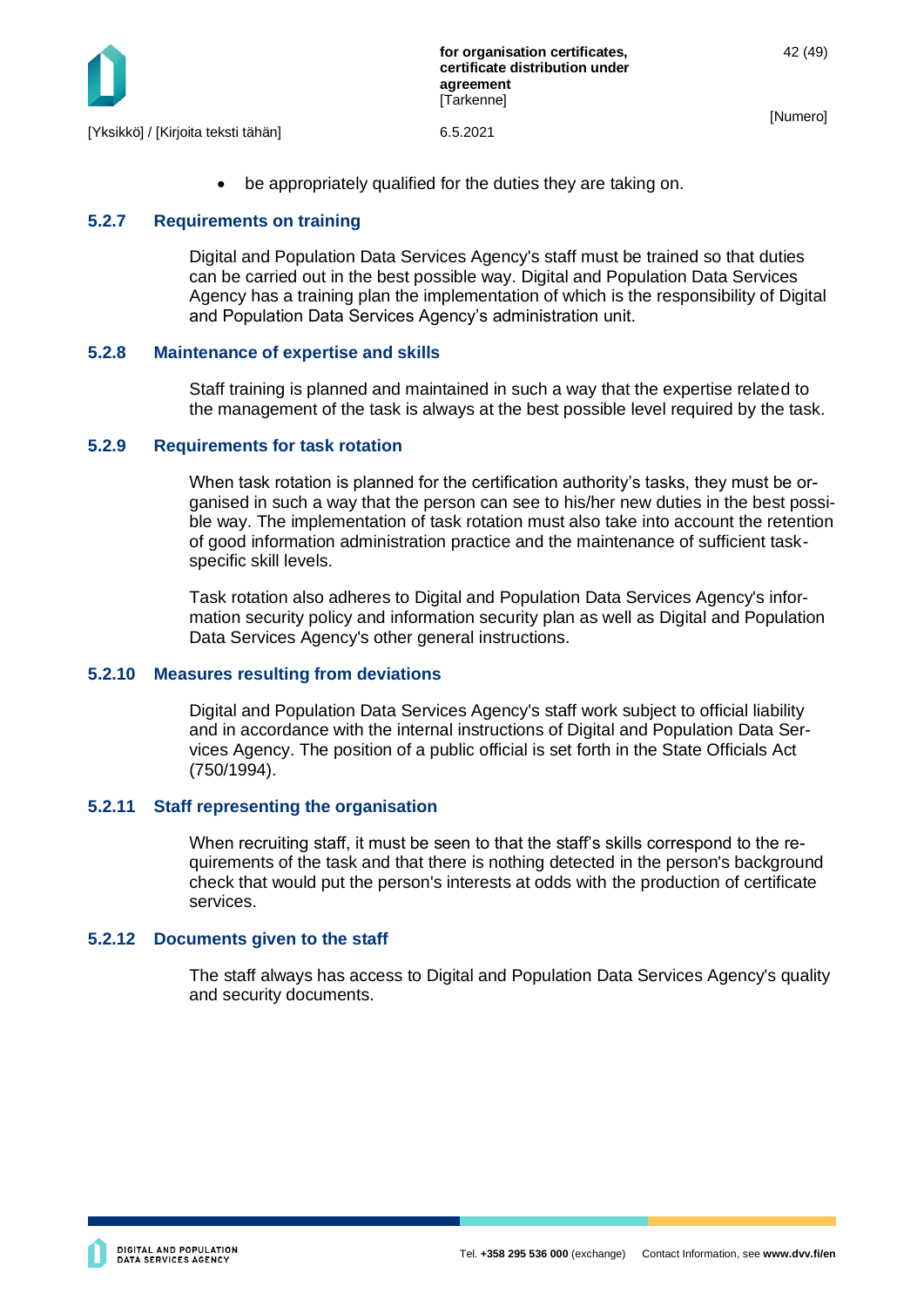- be appropriately qualified for the duties they are taking on.

### 5.2.7 Requirements on training

Digital and Population Data Services Agency's staff must be trained so that duties can be carried out in the best possible way. Digital and Population Data Services Agency has a training plan the implementation of which is the responsibility of Digital and Population Data Services Agency's administration unit.

### 5.2.8 Maintenance of expertise and skills

Staff training is planned and maintained in such a way that the expertise related to the management of the task is always at the best possible level required by the task.

### 5.2.9 Requirements for task rotation

When task rotation is planned for the certification authority's tasks, they must be organised in such a way that the person can see to his/her new duties in the best possible way. The implementation of task rotation must also take into account the retention of good information administration practice and the maintenance of sufficient task-specific skill levels.

Task rotation also adheres to Digital and Population Data Services Agency's information security policy and information security plan as well as Digital and Population Data Services Agency's other general instructions.

### 5.2.10 Measures resulting from deviations

Digital and Population Data Services Agency's staff work subject to official liability and in accordance with the internal instructions of Digital and Population Data Services Agency. The position of a public official is set forth in the State Officials Act (750/1994).

### 5.2.11 Staff representing the organisation

When recruiting staff, it must be seen to that the staff's skills correspond to the requirements of the task and that there is nothing detected in the person's background check that would put the person's interests at odds with the production of certificate services.

### 5.2.12 Documents given to the staff

The staff always has access to Digital and Population Data Services Agency's quality and security documents.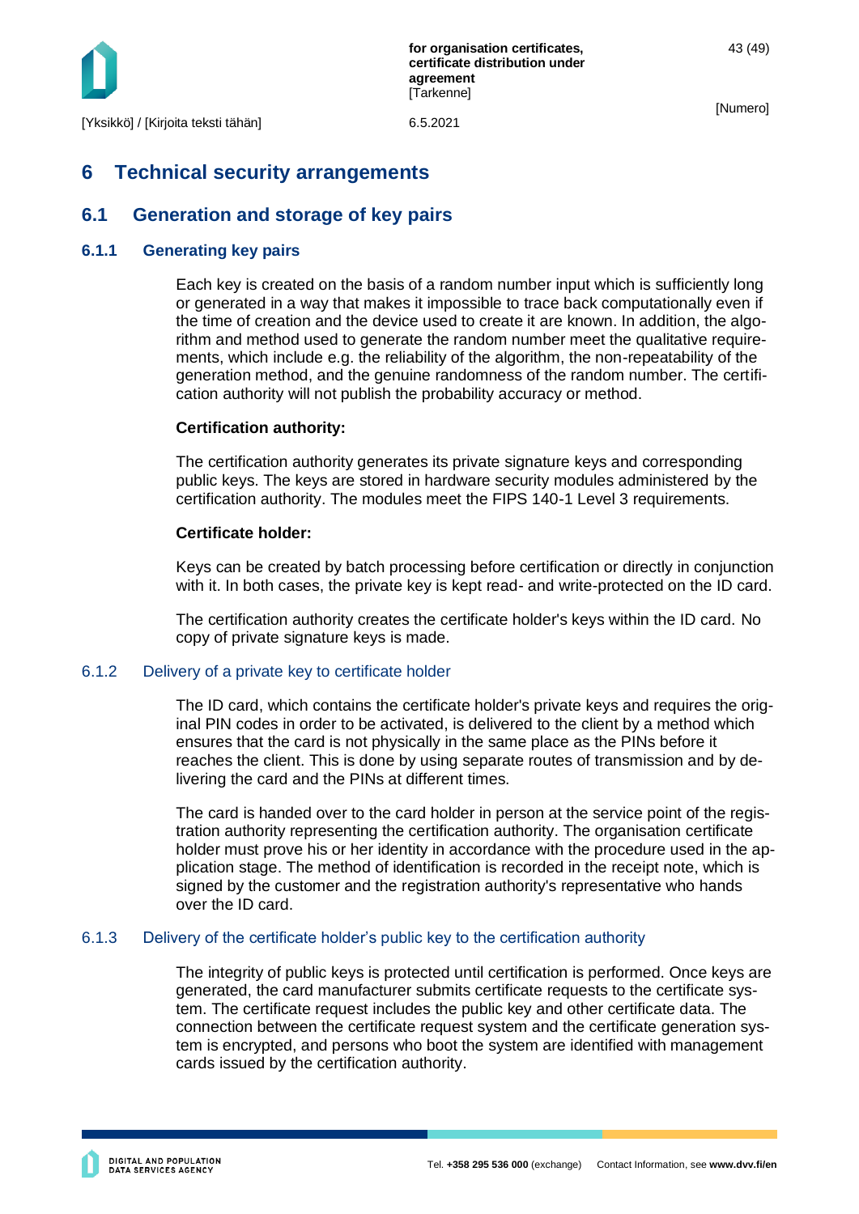# 6 Technical security arrangements

## 6.1 Generation and storage of key pairs

### 6.1.1 Generating key pairs

Each key is created on the basis of a random number input which is sufficiently long or generated in a way that makes it impossible to trace back computationally even if the time of creation and the device used to create it are known. In addition, the algorithm and method used to generate the random number meet the qualitative requirements, which include e.g. the reliability of the algorithm, the non-repeatability of the generation method, and the genuine randomness of the random number. The certification authority will not publish the probability accuracy or method.

**Certification authority:**

The certification authority generates its private signature keys and corresponding public keys. The keys are stored in hardware security modules administered by the certification authority. The modules meet the FIPS 140-1 Level 3 requirements.

**Certificate holder:**

Keys can be created by batch processing before certification or directly in conjunction with it. In both cases, the private key is kept read- and write-protected on the ID card.

The certification authority creates the certificate holder's keys within the ID card. No copy of private signature keys is made.

### 6.1.2 Delivery of a private key to certificate holder

The ID card, which contains the certificate holder's private keys and requires the original PIN codes in order to be activated, is delivered to the client by a method which ensures that the card is not physically in the same place as the PINs before it reaches the client. This is done by using separate routes of transmission and by delivering the card and the PINs at different times.

The card is handed over to the card holder in person at the service point of the registration authority representing the certification authority. The organisation certificate holder must prove his or her identity in accordance with the procedure used in the application stage. The method of identification is recorded in the receipt note, which is signed by the customer and the registration authority's representative who hands over the ID card.

### 6.1.3 Delivery of the certificate holder's public key to the certification authority

The integrity of public keys is protected until certification is performed. Once keys are generated, the card manufacturer submits certificate requests to the certificate system. The certificate request includes the public key and other certificate data. The connection between the certificate request system and the certificate generation system is encrypted, and persons who boot the system are identified with management cards issued by the certification authority.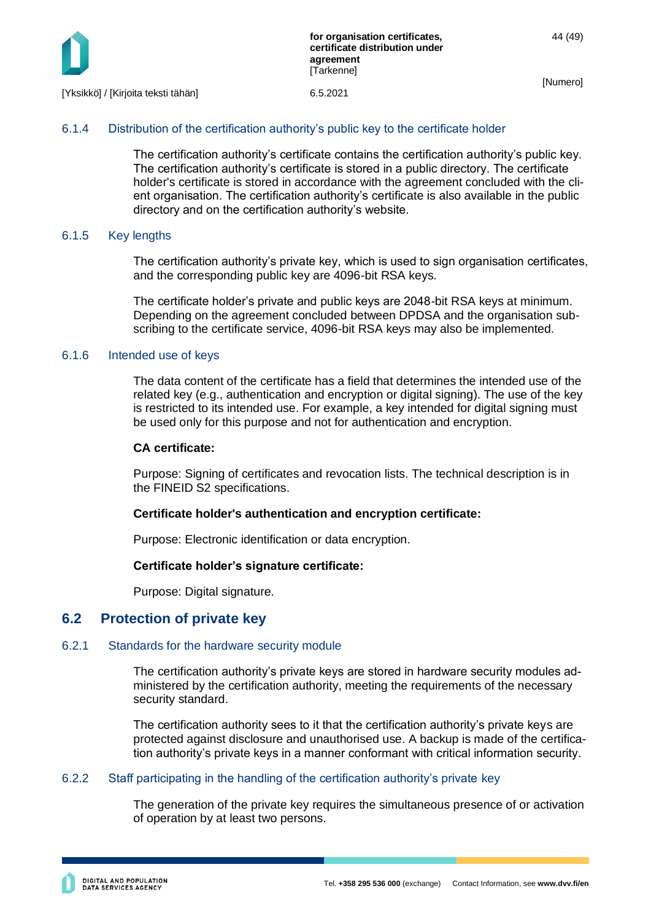### 6.1.4 Distribution of the certification authority's public key to the certificate holder

The certification authority's certificate contains the certification authority's public key. The certification authority's certificate is stored in a public directory. The certificate holder's certificate is stored in accordance with the agreement concluded with the client organisation. The certification authority's certificate is also available in the public directory and on the certification authority's website.

### 6.1.5 Key lengths

The certification authority's private key, which is used to sign organisation certificates, and the corresponding public key are 4096-bit RSA keys.

The certificate holder's private and public keys are 2048-bit RSA keys at minimum. Depending on the agreement concluded between DPDSA and the organisation subscribing to the certificate service, 4096-bit RSA keys may also be implemented.

### 6.1.6 Intended use of keys

The data content of the certificate has a field that determines the intended use of the related key (e.g., authentication and encryption or digital signing). The use of the key is restricted to its intended use. For example, a key intended for digital signing must be used only for this purpose and not for authentication and encryption.

**CA certificate:**

Purpose: Signing of certificates and revocation lists. The technical description is in the FINEID S2 specifications.

**Certificate holder's authentication and encryption certificate:**

Purpose: Electronic identification or data encryption.

**Certificate holder's signature certificate:**

Purpose: Digital signature.

## 6.2 Protection of private key

### 6.2.1 Standards for the hardware security module

The certification authority's private keys are stored in hardware security modules administered by the certification authority, meeting the requirements of the necessary security standard.

The certification authority sees to it that the certification authority's private keys are protected against disclosure and unauthorised use. A backup is made of the certification authority's private keys in a manner conformant with critical information security.

### 6.2.2 Staff participating in the handling of the certification authority's private key

The generation of the private key requires the simultaneous presence of or activation of operation by at least two persons.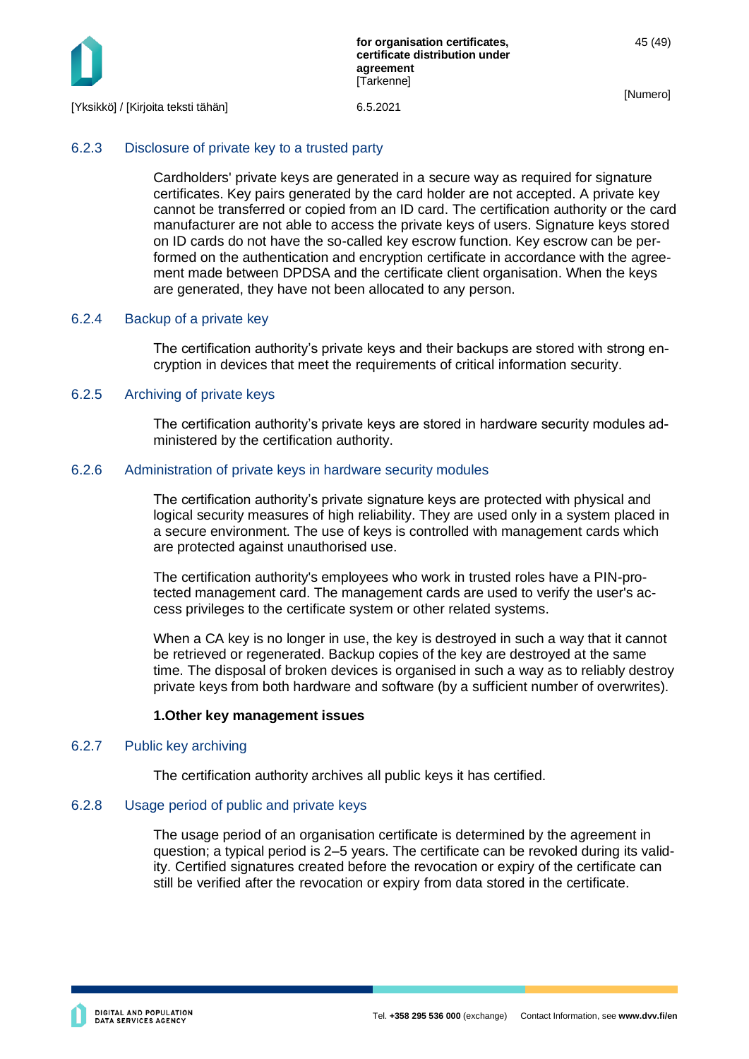### 6.2.3 Disclosure of private key to a trusted party

Cardholders' private keys are generated in a secure way as required for signature certificates. Key pairs generated by the card holder are not accepted. A private key cannot be transferred or copied from an ID card. The certification authority or the card manufacturer are not able to access the private keys of users. Signature keys stored on ID cards do not have the so-called key escrow function. Key escrow can be performed on the authentication and encryption certificate in accordance with the agreement made between DPDSA and the certificate client organisation. When the keys are generated, they have not been allocated to any person.

### 6.2.4 Backup of a private key

The certification authority's private keys and their backups are stored with strong encryption in devices that meet the requirements of critical information security.

### 6.2.5 Archiving of private keys

The certification authority's private keys are stored in hardware security modules administered by the certification authority.

### 6.2.6 Administration of private keys in hardware security modules

The certification authority's private signature keys are protected with physical and logical security measures of high reliability. They are used only in a system placed in a secure environment. The use of keys is controlled with management cards which are protected against unauthorised use.

The certification authority's employees who work in trusted roles have a PIN-protected management card. The management cards are used to verify the user's access privileges to the certificate system or other related systems.

When a CA key is no longer in use, the key is destroyed in such a way that it cannot be retrieved or regenerated. Backup copies of the key are destroyed at the same time. The disposal of broken devices is organised in such a way as to reliably destroy private keys from both hardware and software (by a sufficient number of overwrites).

**1.Other key management issues**

### 6.2.7 Public key archiving

The certification authority archives all public keys it has certified.

### 6.2.8 Usage period of public and private keys

The usage period of an organisation certificate is determined by the agreement in question; a typical period is 2–5 years. The certificate can be revoked during its validity. Certified signatures created before the revocation or expiry of the certificate can still be verified after the revocation or expiry from data stored in the certificate.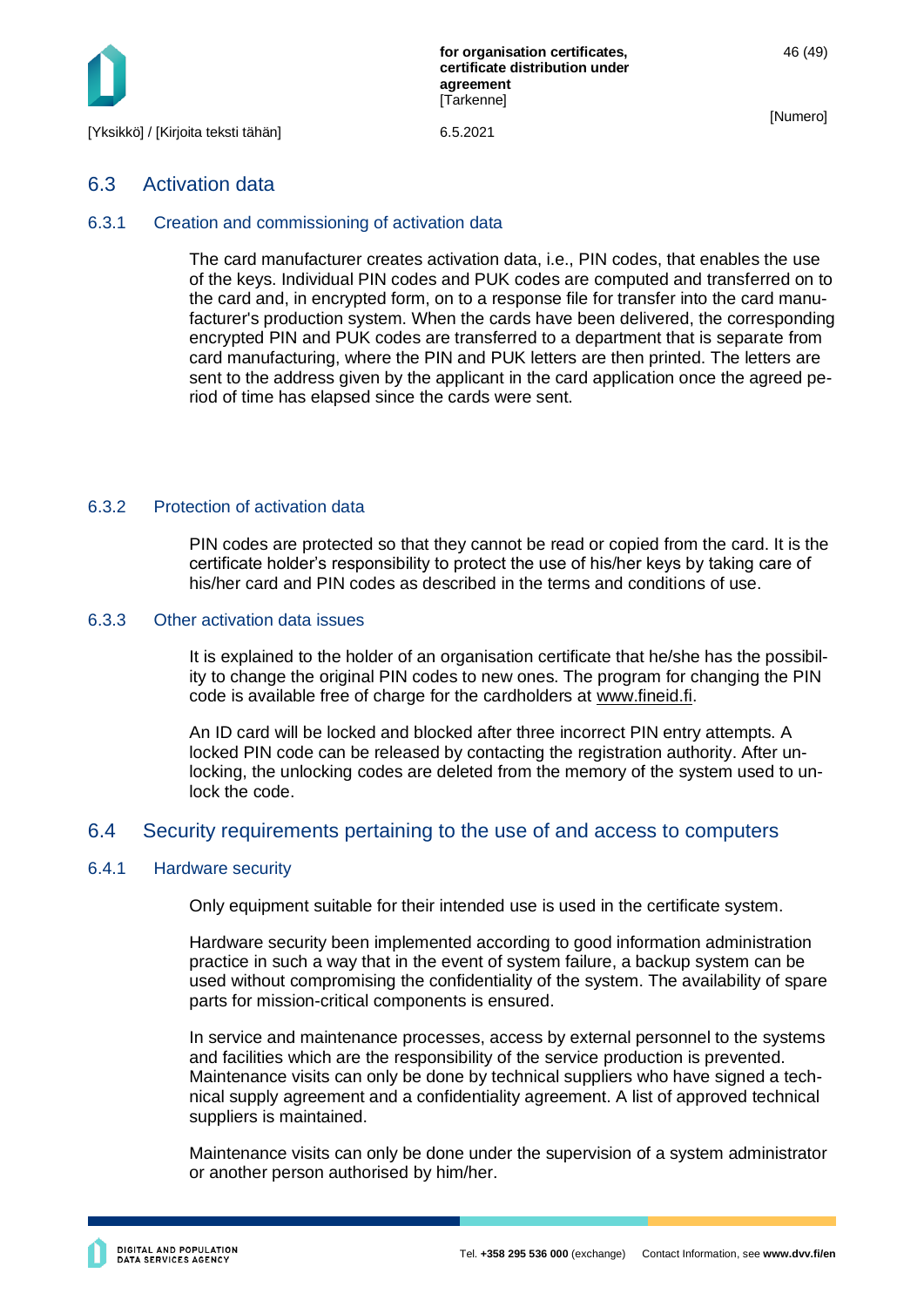## 6.3 Activation data

### 6.3.1 Creation and commissioning of activation data

The card manufacturer creates activation data, i.e., PIN codes, that enables the use of the keys. Individual PIN codes and PUK codes are computed and transferred on to the card and, in encrypted form, on to a response file for transfer into the card manufacturer's production system. When the cards have been delivered, the corresponding encrypted PIN and PUK codes are transferred to a department that is separate from card manufacturing, where the PIN and PUK letters are then printed. The letters are sent to the address given by the applicant in the card application once the agreed period of time has elapsed since the cards were sent.

### 6.3.2 Protection of activation data

PIN codes are protected so that they cannot be read or copied from the card. It is the certificate holder's responsibility to protect the use of his/her keys by taking care of his/her card and PIN codes as described in the terms and conditions of use.

### 6.3.3 Other activation data issues

It is explained to the holder of an organisation certificate that he/she has the possibility to change the original PIN codes to new ones. The program for changing the PIN code is available free of charge for the cardholders at www.fineid.fi.

An ID card will be locked and blocked after three incorrect PIN entry attempts. A locked PIN code can be released by contacting the registration authority. After unlocking, the unlocking codes are deleted from the memory of the system used to unlock the code.

## 6.4 Security requirements pertaining to the use of and access to computers

### 6.4.1 Hardware security

Only equipment suitable for their intended use is used in the certificate system.

Hardware security been implemented according to good information administration practice in such a way that in the event of system failure, a backup system can be used without compromising the confidentiality of the system. The availability of spare parts for mission-critical components is ensured.

In service and maintenance processes, access by external personnel to the systems and facilities which are the responsibility of the service production is prevented. Maintenance visits can only be done by technical suppliers who have signed a technical supply agreement and a confidentiality agreement. A list of approved technical suppliers is maintained.

Maintenance visits can only be done under the supervision of a system administrator or another person authorised by him/her.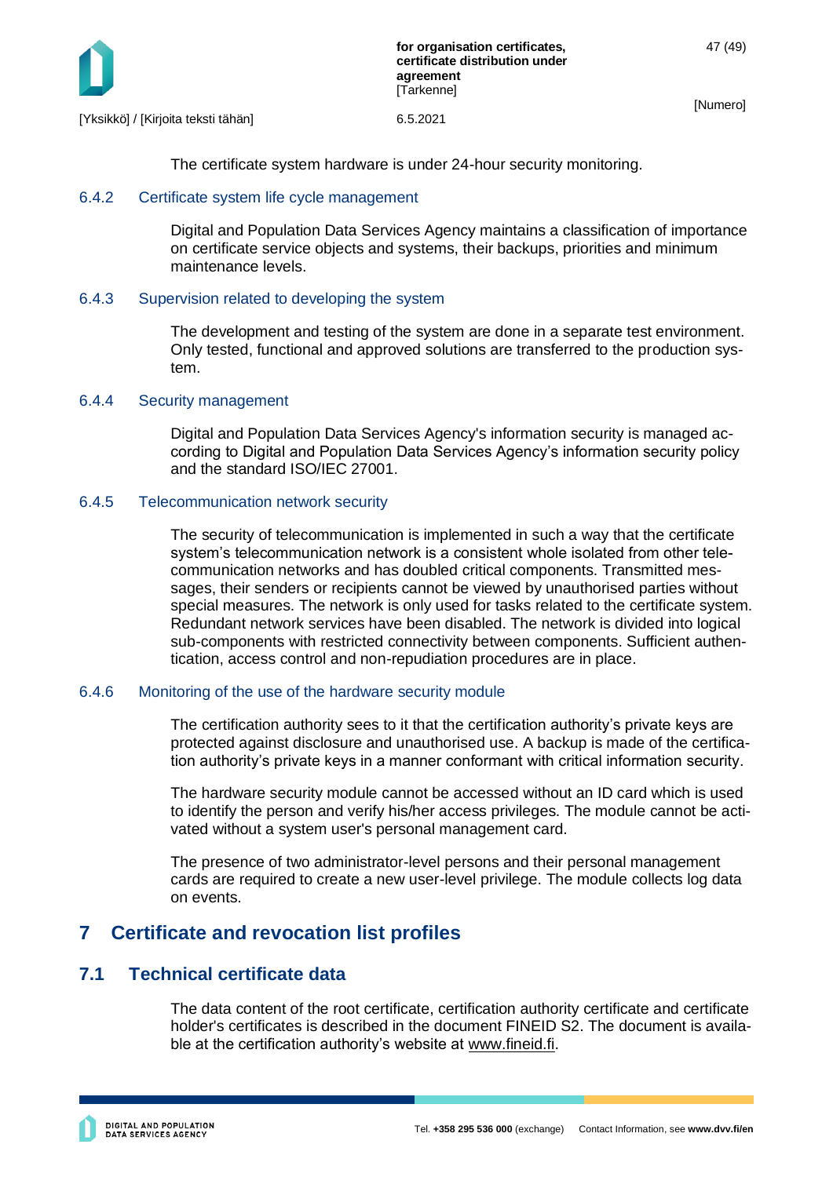The certificate system hardware is under 24-hour security monitoring.

### 6.4.2 Certificate system life cycle management

Digital and Population Data Services Agency maintains a classification of importance on certificate service objects and systems, their backups, priorities and minimum maintenance levels.

### 6.4.3 Supervision related to developing the system

The development and testing of the system are done in a separate test environment. Only tested, functional and approved solutions are transferred to the production system.

### 6.4.4 Security management

Digital and Population Data Services Agency's information security is managed according to Digital and Population Data Services Agency's information security policy and the standard ISO/IEC 27001.

### 6.4.5 Telecommunication network security

The security of telecommunication is implemented in such a way that the certificate system's telecommunication network is a consistent whole isolated from other telecommunication networks and has doubled critical components. Transmitted messages, their senders or recipients cannot be viewed by unauthorised parties without special measures. The network is only used for tasks related to the certificate system. Redundant network services have been disabled. The network is divided into logical sub-components with restricted connectivity between components. Sufficient authentication, access control and non-repudiation procedures are in place.

### 6.4.6 Monitoring of the use of the hardware security module

The certification authority sees to it that the certification authority's private keys are protected against disclosure and unauthorised use. A backup is made of the certification authority's private keys in a manner conformant with critical information security.

The hardware security module cannot be accessed without an ID card which is used to identify the person and verify his/her access privileges. The module cannot be activated without a system user's personal management card.

The presence of two administrator-level persons and their personal management cards are required to create a new user-level privilege. The module collects log data on events.

# 7 Certificate and revocation list profiles

## 7.1 Technical certificate data

The data content of the root certificate, certification authority certificate and certificate holder's certificates is described in the document FINEID S2. The document is available at the certification authority's website at www.fineid.fi.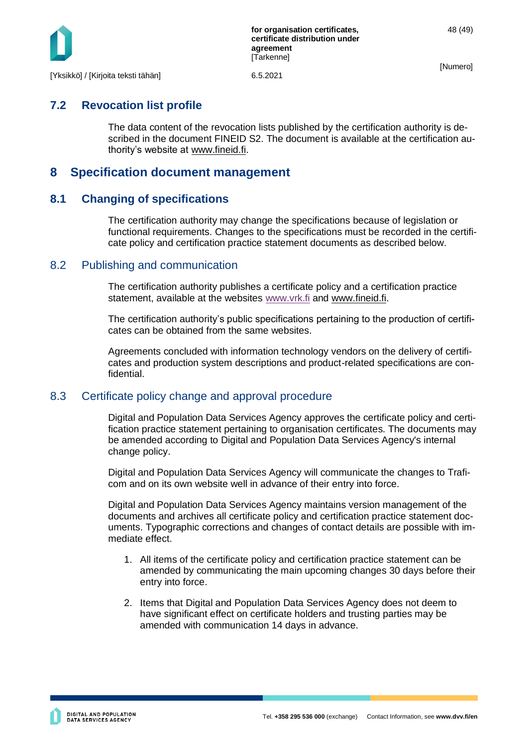## 7.2 Revocation list profile

The data content of the revocation lists published by the certification authority is described in the document FINEID S2. The document is available at the certification authority's website at www.fineid.fi.

# 8 Specification document management

## 8.1 Changing of specifications

The certification authority may change the specifications because of legislation or functional requirements. Changes to the specifications must be recorded in the certificate policy and certification practice statement documents as described below.

## 8.2 Publishing and communication

The certification authority publishes a certificate policy and a certification practice statement, available at the websites www.vrk.fi and www.fineid.fi.

The certification authority's public specifications pertaining to the production of certificates can be obtained from the same websites.

Agreements concluded with information technology vendors on the delivery of certificates and production system descriptions and product-related specifications are confidential.

## 8.3 Certificate policy change and approval procedure

Digital and Population Data Services Agency approves the certificate policy and certification practice statement pertaining to organisation certificates. The documents may be amended according to Digital and Population Data Services Agency's internal change policy.

Digital and Population Data Services Agency will communicate the changes to Traficom and on its own website well in advance of their entry into force.

Digital and Population Data Services Agency maintains version management of the documents and archives all certificate policy and certification practice statement documents. Typographic corrections and changes of contact details are possible with immediate effect.

1. All items of the certificate policy and certification practice statement can be amended by communicating the main upcoming changes 30 days before their entry into force.
2. Items that Digital and Population Data Services Agency does not deem to have significant effect on certificate holders and trusting parties may be amended with communication 14 days in advance.